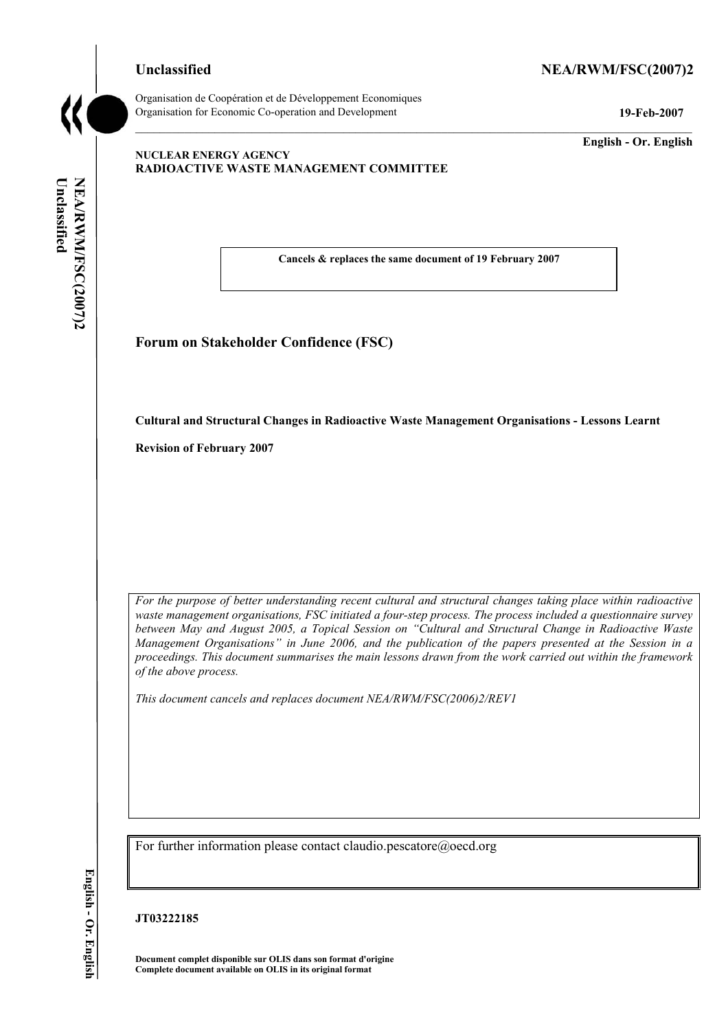Unclassified NEA/RWM/FSC(2007)2

Organisation de Coopération et de Développement Economiques
Organisation for Economic Co-operation and Development

19-Feb-2007

English - Or. English

**NUCLEAR ENERGY AGENCY**
**RADIOACTIVE WASTE MANAGEMENT COMMITTEE**

**Cancels & replaces the same document of 19 February 2007**

# Forum on Stakeholder Confidence (FSC)

**Cultural and Structural Changes in Radioactive Waste Management Organisations - Lessons Learnt**

**Revision of February 2007**

*For the purpose of better understanding recent cultural and structural changes taking place within radioactive waste management organisations, FSC initiated a four-step process. The process included a questionnaire survey between May and August 2005, a Topical Session on "Cultural and Structural Change in Radioactive Waste Management Organisations" in June 2006, and the publication of the papers presented at the Session in a proceedings. This document summarises the main lessons drawn from the work carried out within the framework of the above process.*

*This document cancels and replaces document NEA/RWM/FSC(2006)2/REV1*

For further information please contact claudio.pescatore@oecd.org

**JT03222185**

**Document complet disponible sur OLIS dans son format d'origine**
**Complete document available on OLIS in its original format**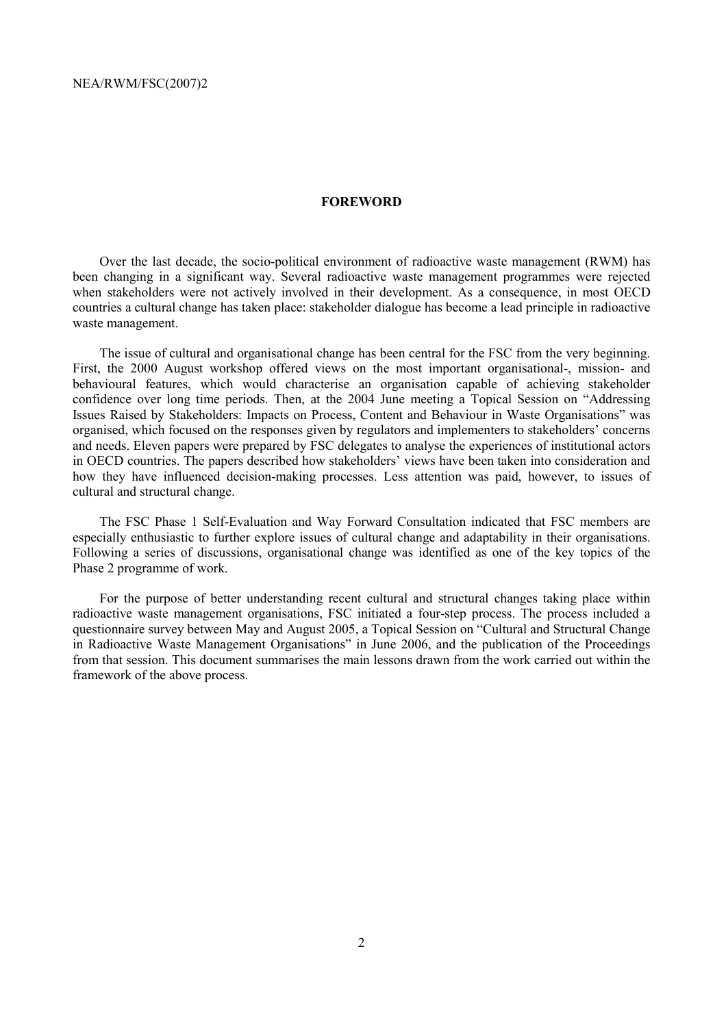# FOREWORD

Over the last decade, the socio-political environment of radioactive waste management (RWM) has been changing in a significant way. Several radioactive waste management programmes were rejected when stakeholders were not actively involved in their development. As a consequence, in most OECD countries a cultural change has taken place: stakeholder dialogue has become a lead principle in radioactive waste management.

The issue of cultural and organisational change has been central for the FSC from the very beginning. First, the 2000 August workshop offered views on the most important organisational-, mission- and behavioural features, which would characterise an organisation capable of achieving stakeholder confidence over long time periods. Then, at the 2004 June meeting a Topical Session on "Addressing Issues Raised by Stakeholders: Impacts on Process, Content and Behaviour in Waste Organisations" was organised, which focused on the responses given by regulators and implementers to stakeholders' concerns and needs. Eleven papers were prepared by FSC delegates to analyse the experiences of institutional actors in OECD countries. The papers described how stakeholders' views have been taken into consideration and how they have influenced decision-making processes. Less attention was paid, however, to issues of cultural and structural change.

The FSC Phase 1 Self-Evaluation and Way Forward Consultation indicated that FSC members are especially enthusiastic to further explore issues of cultural change and adaptability in their organisations. Following a series of discussions, organisational change was identified as one of the key topics of the Phase 2 programme of work.

For the purpose of better understanding recent cultural and structural changes taking place within radioactive waste management organisations, FSC initiated a four-step process. The process included a questionnaire survey between May and August 2005, a Topical Session on "Cultural and Structural Change in Radioactive Waste Management Organisations" in June 2006, and the publication of the Proceedings from that session. This document summarises the main lessons drawn from the work carried out within the framework of the above process.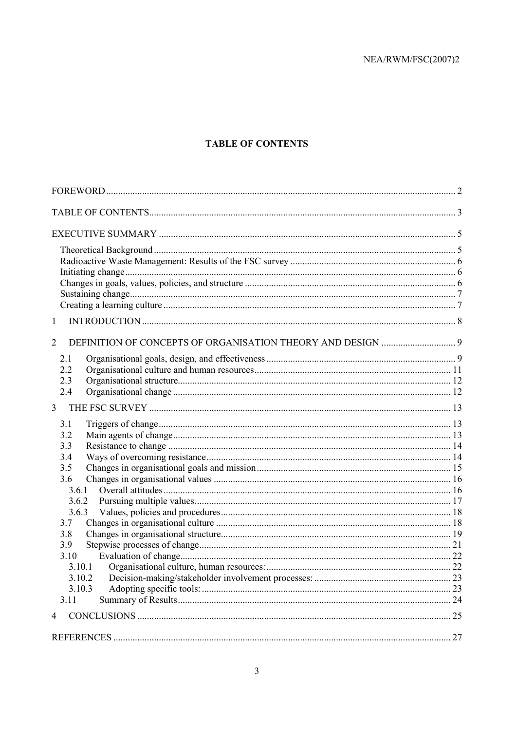# TABLE OF CONTENTS

FOREWORD ... 2

TABLE OF CONTENTS ... 3

EXECUTIVE SUMMARY ... 5

- Theoretical Background ... 5
- Radioactive Waste Management: Results of the FSC survey ... 6
- Initiating change ... 6
- Changes in goals, values, policies, and structure ... 6
- Sustaining change ... 7
- Creating a learning culture ... 7

1 INTRODUCTION ... 8

2 DEFINITION OF CONCEPTS OF ORGANISATION THEORY AND DESIGN ... 9

- 2.1 Organisational goals, design, and effectiveness ... 9
- 2.2 Organisational culture and human resources ... 11
- 2.3 Organisational structure ... 12
- 2.4 Organisational change ... 12

3 THE FSC SURVEY ... 13

- 3.1 Triggers of change ... 13
- 3.2 Main agents of change ... 13
- 3.3 Resistance to change ... 14
- 3.4 Ways of overcoming resistance ... 14
- 3.5 Changes in organisational goals and mission ... 15
- 3.6 Changes in organisational values ... 16
  - 3.6.1 Overall attitudes ... 16
  - 3.6.2 Pursuing multiple values ... 17
  - 3.6.3 Values, policies and procedures ... 18
- 3.7 Changes in organisational culture ... 18
- 3.8 Changes in organisational structure ... 19
- 3.9 Stepwise processes of change ... 21
- 3.10 Evaluation of change ... 22
  - 3.10.1 Organisational culture, human resources: ... 22
  - 3.10.2 Decision-making/stakeholder involvement processes: ... 23
  - 3.10.3 Adopting specific tools: ... 23
- 3.11 Summary of Results ... 24

4 CONCLUSIONS ... 25

REFERENCES ... 27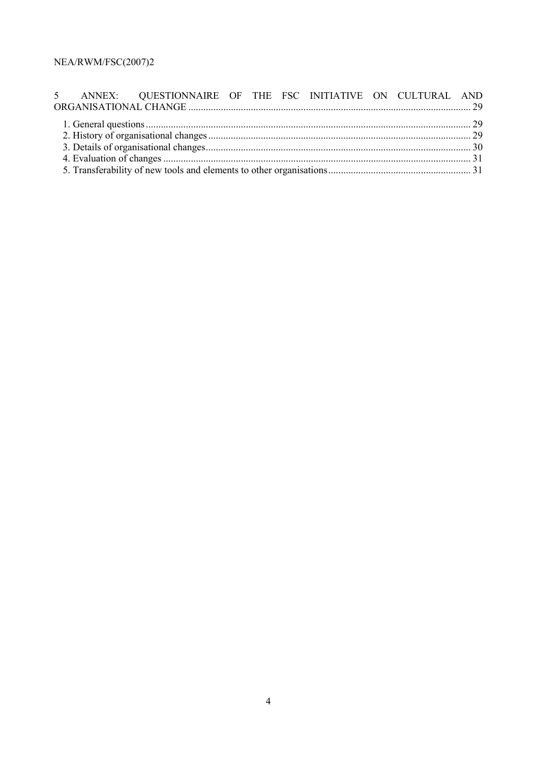5 ANNEX: QUESTIONNAIRE OF THE FSC INITIATIVE ON CULTURAL AND ORGANISATIONAL CHANGE ........ 29

1. General questions ........ 29
2. History of organisational changes ........ 29
3. Details of organisational changes ........ 30
4. Evaluation of changes ........ 31
5. Transferability of new tools and elements to other organisations ........ 31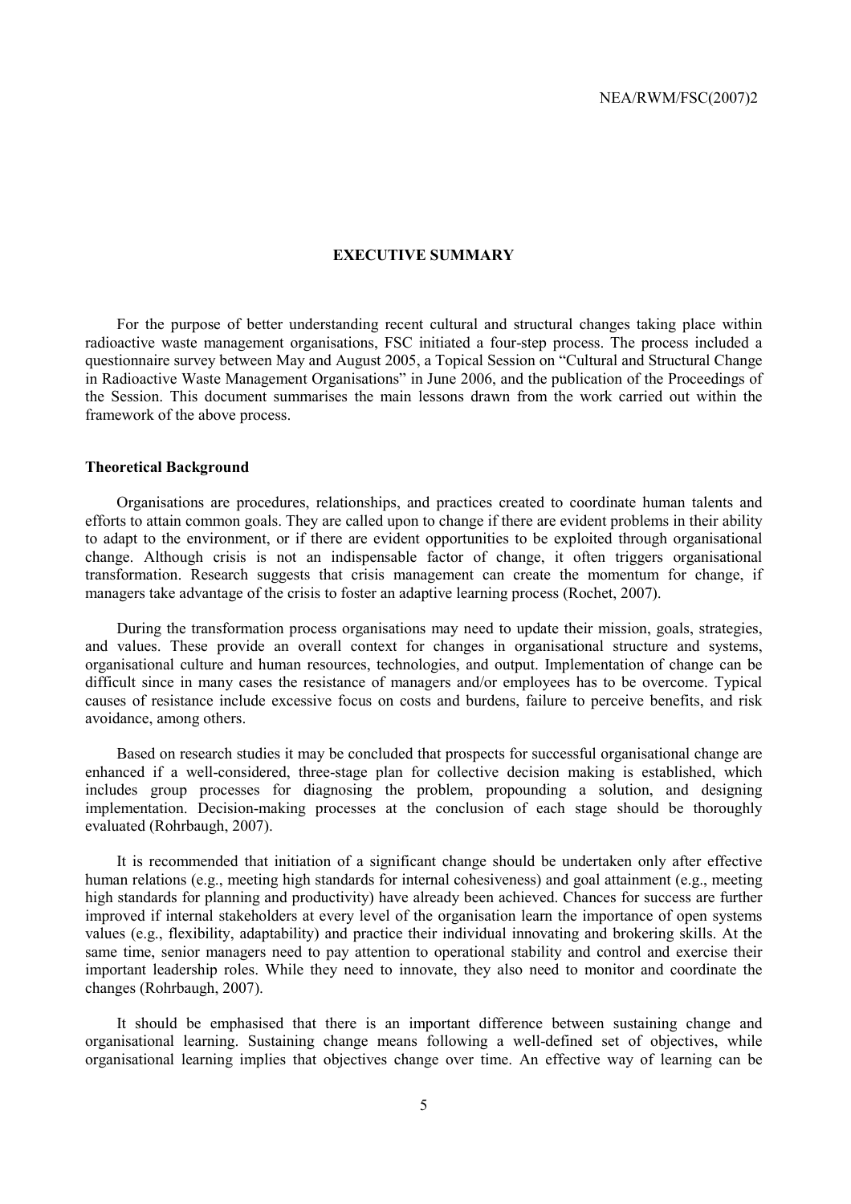## EXECUTIVE SUMMARY

For the purpose of better understanding recent cultural and structural changes taking place within radioactive waste management organisations, FSC initiated a four-step process. The process included a questionnaire survey between May and August 2005, a Topical Session on "Cultural and Structural Change in Radioactive Waste Management Organisations" in June 2006, and the publication of the Proceedings of the Session. This document summarises the main lessons drawn from the work carried out within the framework of the above process.

### Theoretical Background

Organisations are procedures, relationships, and practices created to coordinate human talents and efforts to attain common goals. They are called upon to change if there are evident problems in their ability to adapt to the environment, or if there are evident opportunities to be exploited through organisational change. Although crisis is not an indispensable factor of change, it often triggers organisational transformation. Research suggests that crisis management can create the momentum for change, if managers take advantage of the crisis to foster an adaptive learning process (Rochet, 2007).

During the transformation process organisations may need to update their mission, goals, strategies, and values. These provide an overall context for changes in organisational structure and systems, organisational culture and human resources, technologies, and output. Implementation of change can be difficult since in many cases the resistance of managers and/or employees has to be overcome. Typical causes of resistance include excessive focus on costs and burdens, failure to perceive benefits, and risk avoidance, among others.

Based on research studies it may be concluded that prospects for successful organisational change are enhanced if a well-considered, three-stage plan for collective decision making is established, which includes group processes for diagnosing the problem, propounding a solution, and designing implementation. Decision-making processes at the conclusion of each stage should be thoroughly evaluated (Rohrbaugh, 2007).

It is recommended that initiation of a significant change should be undertaken only after effective human relations (e.g., meeting high standards for internal cohesiveness) and goal attainment (e.g., meeting high standards for planning and productivity) have already been achieved. Chances for success are further improved if internal stakeholders at every level of the organisation learn the importance of open systems values (e.g., flexibility, adaptability) and practice their individual innovating and brokering skills. At the same time, senior managers need to pay attention to operational stability and control and exercise their important leadership roles. While they need to innovate, they also need to monitor and coordinate the changes (Rohrbaugh, 2007).

It should be emphasised that there is an important difference between sustaining change and organisational learning. Sustaining change means following a well-defined set of objectives, while organisational learning implies that objectives change over time. An effective way of learning can be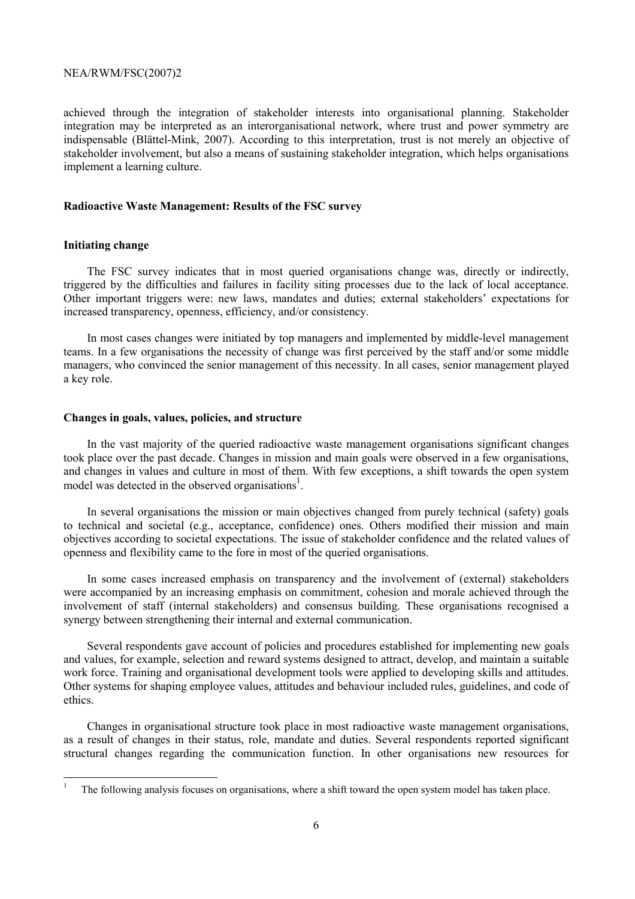achieved through the integration of stakeholder interests into organisational planning. Stakeholder integration may be interpreted as an interorganisational network, where trust and power symmetry are indispensable (Blättel-Mink, 2007). According to this interpretation, trust is not merely an objective of stakeholder involvement, but also a means of sustaining stakeholder integration, which helps organisations implement a learning culture.

## Radioactive Waste Management: Results of the FSC survey

### Initiating change

The FSC survey indicates that in most queried organisations change was, directly or indirectly, triggered by the difficulties and failures in facility siting processes due to the lack of local acceptance. Other important triggers were: new laws, mandates and duties; external stakeholders' expectations for increased transparency, openness, efficiency, and/or consistency.

In most cases changes were initiated by top managers and implemented by middle-level management teams. In a few organisations the necessity of change was first perceived by the staff and/or some middle managers, who convinced the senior management of this necessity. In all cases, senior management played a key role.

### Changes in goals, values, policies, and structure

In the vast majority of the queried radioactive waste management organisations significant changes took place over the past decade. Changes in mission and main goals were observed in a few organisations, and changes in values and culture in most of them. With few exceptions, a shift towards the open system model was detected in the observed organisations[1].

In several organisations the mission or main objectives changed from purely technical (safety) goals to technical and societal (e.g., acceptance, confidence) ones. Others modified their mission and main objectives according to societal expectations. The issue of stakeholder confidence and the related values of openness and flexibility came to the fore in most of the queried organisations.

In some cases increased emphasis on transparency and the involvement of (external) stakeholders were accompanied by an increasing emphasis on commitment, cohesion and morale achieved through the involvement of staff (internal stakeholders) and consensus building. These organisations recognised a synergy between strengthening their internal and external communication.

Several respondents gave account of policies and procedures established for implementing new goals and values, for example, selection and reward systems designed to attract, develop, and maintain a suitable work force. Training and organisational development tools were applied to developing skills and attitudes. Other systems for shaping employee values, attitudes and behaviour included rules, guidelines, and code of ethics.

Changes in organisational structure took place in most radioactive waste management organisations, as a result of changes in their status, role, mandate and duties. Several respondents reported significant structural changes regarding the communication function. In other organisations new resources for

[1] The following analysis focuses on organisations, where a shift toward the open system model has taken place.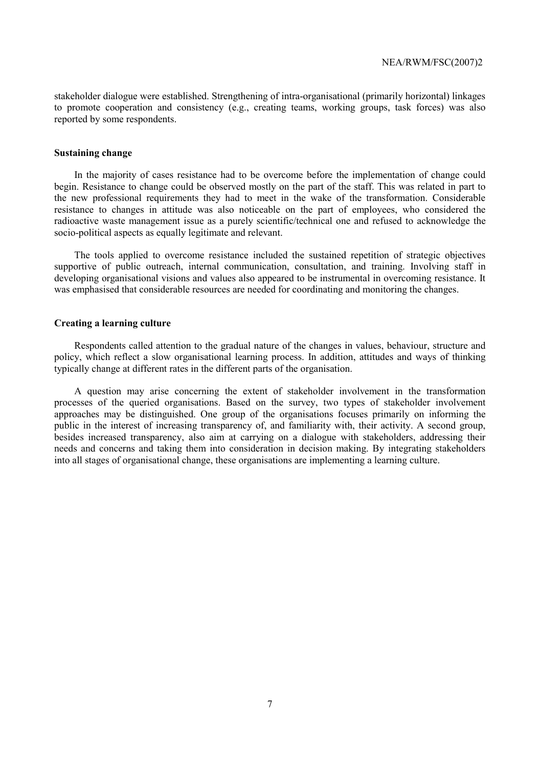stakeholder dialogue were established. Strengthening of intra-organisational (primarily horizontal) linkages to promote cooperation and consistency (e.g., creating teams, working groups, task forces) was also reported by some respondents.

## Sustaining change

In the majority of cases resistance had to be overcome before the implementation of change could begin. Resistance to change could be observed mostly on the part of the staff. This was related in part to the new professional requirements they had to meet in the wake of the transformation. Considerable resistance to changes in attitude was also noticeable on the part of employees, who considered the radioactive waste management issue as a purely scientific/technical one and refused to acknowledge the socio-political aspects as equally legitimate and relevant.

The tools applied to overcome resistance included the sustained repetition of strategic objectives supportive of public outreach, internal communication, consultation, and training. Involving staff in developing organisational visions and values also appeared to be instrumental in overcoming resistance. It was emphasised that considerable resources are needed for coordinating and monitoring the changes.

## Creating a learning culture

Respondents called attention to the gradual nature of the changes in values, behaviour, structure and policy, which reflect a slow organisational learning process. In addition, attitudes and ways of thinking typically change at different rates in the different parts of the organisation.

A question may arise concerning the extent of stakeholder involvement in the transformation processes of the queried organisations. Based on the survey, two types of stakeholder involvement approaches may be distinguished. One group of the organisations focuses primarily on informing the public in the interest of increasing transparency of, and familiarity with, their activity. A second group, besides increased transparency, also aim at carrying on a dialogue with stakeholders, addressing their needs and concerns and taking them into consideration in decision making. By integrating stakeholders into all stages of organisational change, these organisations are implementing a learning culture.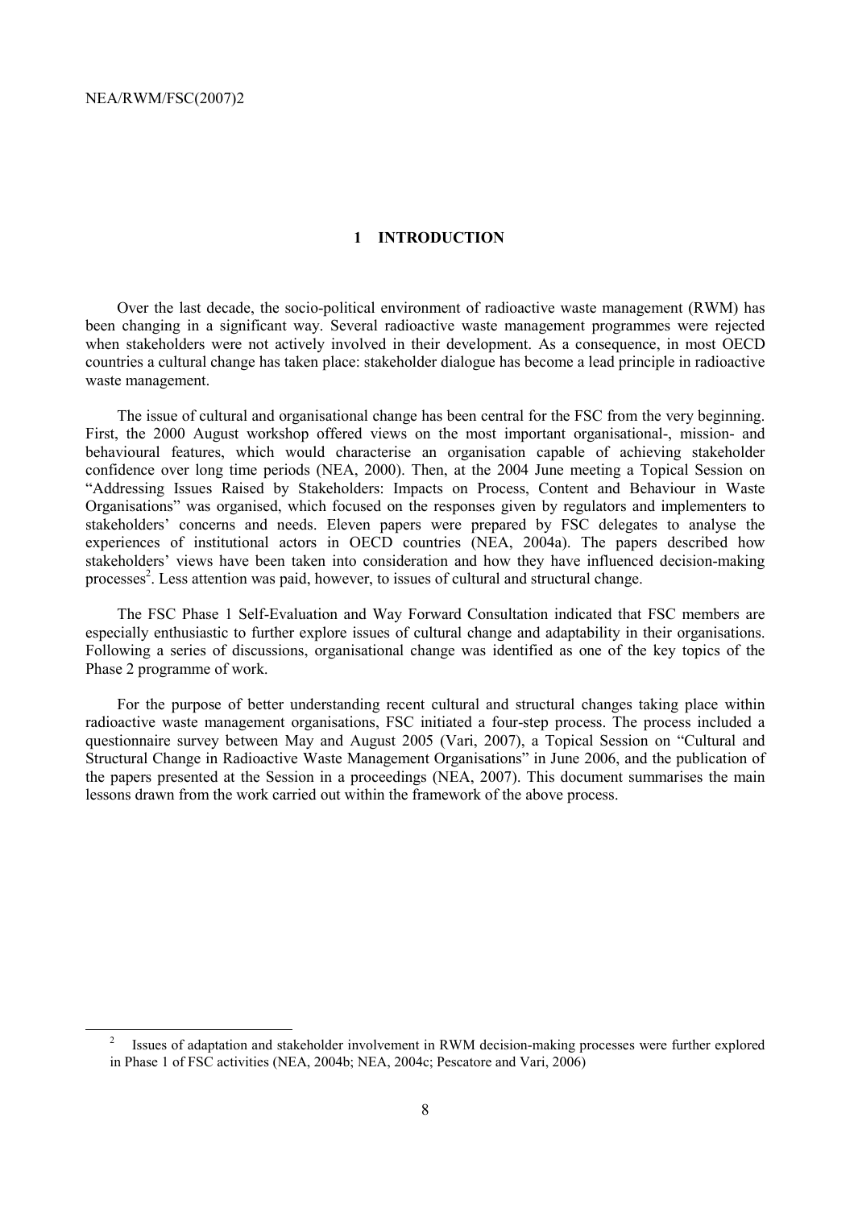# 1 INTRODUCTION

Over the last decade, the socio-political environment of radioactive waste management (RWM) has been changing in a significant way. Several radioactive waste management programmes were rejected when stakeholders were not actively involved in their development. As a consequence, in most OECD countries a cultural change has taken place: stakeholder dialogue has become a lead principle in radioactive waste management.

The issue of cultural and organisational change has been central for the FSC from the very beginning. First, the 2000 August workshop offered views on the most important organisational-, mission- and behavioural features, which would characterise an organisation capable of achieving stakeholder confidence over long time periods (NEA, 2000). Then, at the 2004 June meeting a Topical Session on "Addressing Issues Raised by Stakeholders: Impacts on Process, Content and Behaviour in Waste Organisations" was organised, which focused on the responses given by regulators and implementers to stakeholders' concerns and needs. Eleven papers were prepared by FSC delegates to analyse the experiences of institutional actors in OECD countries (NEA, 2004a). The papers described how stakeholders' views have been taken into consideration and how they have influenced decision-making processes[2]. Less attention was paid, however, to issues of cultural and structural change.

The FSC Phase 1 Self-Evaluation and Way Forward Consultation indicated that FSC members are especially enthusiastic to further explore issues of cultural change and adaptability in their organisations. Following a series of discussions, organisational change was identified as one of the key topics of the Phase 2 programme of work.

For the purpose of better understanding recent cultural and structural changes taking place within radioactive waste management organisations, FSC initiated a four-step process. The process included a questionnaire survey between May and August 2005 (Vari, 2007), a Topical Session on "Cultural and Structural Change in Radioactive Waste Management Organisations" in June 2006, and the publication of the papers presented at the Session in a proceedings (NEA, 2007). This document summarises the main lessons drawn from the work carried out within the framework of the above process.

---

[2] Issues of adaptation and stakeholder involvement in RWM decision-making processes were further explored in Phase 1 of FSC activities (NEA, 2004b; NEA, 2004c; Pescatore and Vari, 2006)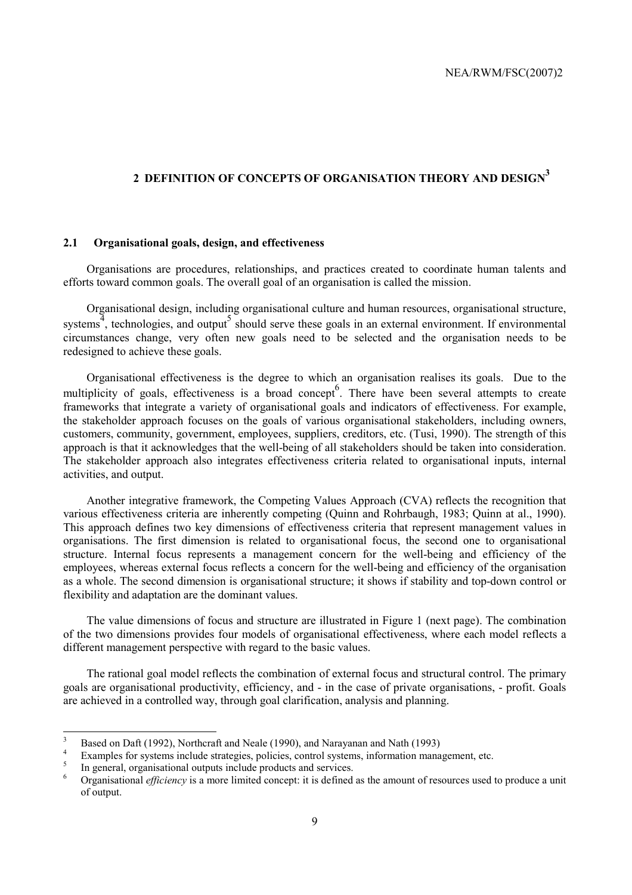## 2 DEFINITION OF CONCEPTS OF ORGANISATION THEORY AND DESIGN[3]

### 2.1 Organisational goals, design, and effectiveness

Organisations are procedures, relationships, and practices created to coordinate human talents and efforts toward common goals. The overall goal of an organisation is called the mission.

Organisational design, including organisational culture and human resources, organisational structure, systems[4], technologies, and output[5] should serve these goals in an external environment. If environmental circumstances change, very often new goals need to be selected and the organisation needs to be redesigned to achieve these goals.

Organisational effectiveness is the degree to which an organisation realises its goals. Due to the multiplicity of goals, effectiveness is a broad concept[6]. There have been several attempts to create frameworks that integrate a variety of organisational goals and indicators of effectiveness. For example, the stakeholder approach focuses on the goals of various organisational stakeholders, including owners, customers, community, government, employees, suppliers, creditors, etc. (Tusi, 1990). The strength of this approach is that it acknowledges that the well-being of all stakeholders should be taken into consideration. The stakeholder approach also integrates effectiveness criteria related to organisational inputs, internal activities, and output.

Another integrative framework, the Competing Values Approach (CVA) reflects the recognition that various effectiveness criteria are inherently competing (Quinn and Rohrbaugh, 1983; Quinn at al., 1990). This approach defines two key dimensions of effectiveness criteria that represent management values in organisations. The first dimension is related to organisational focus, the second one to organisational structure. Internal focus represents a management concern for the well-being and efficiency of the employees, whereas external focus reflects a concern for the well-being and efficiency of the organisation as a whole. The second dimension is organisational structure; it shows if stability and top-down control or flexibility and adaptation are the dominant values.

The value dimensions of focus and structure are illustrated in Figure 1 (next page). The combination of the two dimensions provides four models of organisational effectiveness, where each model reflects a different management perspective with regard to the basic values.

The rational goal model reflects the combination of external focus and structural control. The primary goals are organisational productivity, efficiency, and - in the case of private organisations, - profit. Goals are achieved in a controlled way, through goal clarification, analysis and planning.

---

[3] Based on Daft (1992), Northcraft and Neale (1990), and Narayanan and Nath (1993)

[4] Examples for systems include strategies, policies, control systems, information management, etc.

[5] In general, organisational outputs include products and services.

[6] Organisational *efficiency* is a more limited concept: it is defined as the amount of resources used to produce a unit of output.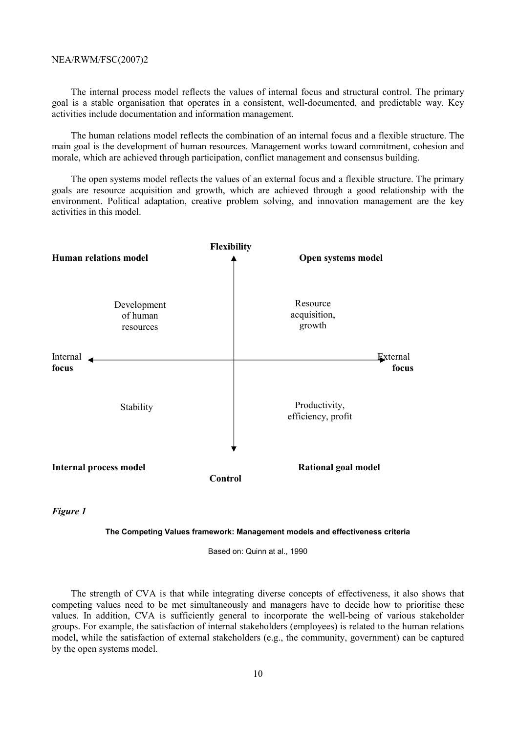The internal process model reflects the values of internal focus and structural control. The primary goal is a stable organisation that operates in a consistent, well-documented, and predictable way. Key activities include documentation and information management.

The human relations model reflects the combination of an internal focus and a flexible structure. The main goal is the development of human resources. Management works toward commitment, cohesion and morale, which are achieved through participation, conflict management and consensus building.

The open systems model reflects the values of an external focus and a flexible structure. The primary goals are resource acquisition and growth, which are achieved through a good relationship with the environment. Political adaptation, creative problem solving, and innovation management are the key activities in this model.

| | **Flexibility** | |
|---|---|---|
| **Human relations model** | | **Open systems model** |
| Development of human resources | | Resource acquisition, growth |
| Internal **focus** ← | | → External **focus** |
| Stability | | Productivity, efficiency, profit |
| **Internal process model** | | **Rational goal model** |
| | **Control** | |

***Figure 1***

**The Competing Values framework: Management models and effectiveness criteria**

Based on: Quinn at al., 1990

The strength of CVA is that while integrating diverse concepts of effectiveness, it also shows that competing values need to be met simultaneously and managers have to decide how to prioritise these values. In addition, CVA is sufficiently general to incorporate the well-being of various stakeholder groups. For example, the satisfaction of internal stakeholders (employees) is related to the human relations model, while the satisfaction of external stakeholders (e.g., the community, government) can be captured by the open systems model.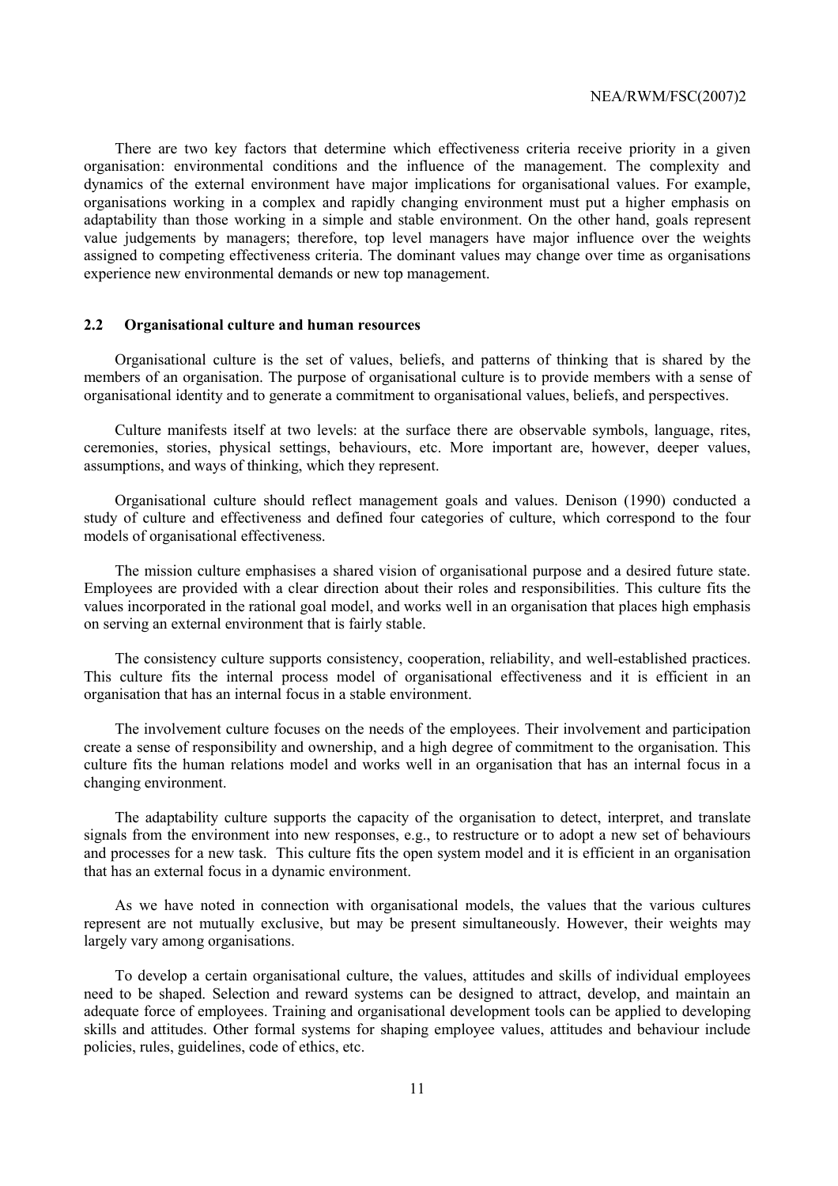There are two key factors that determine which effectiveness criteria receive priority in a given organisation: environmental conditions and the influence of the management. The complexity and dynamics of the external environment have major implications for organisational values. For example, organisations working in a complex and rapidly changing environment must put a higher emphasis on adaptability than those working in a simple and stable environment. On the other hand, goals represent value judgements by managers; therefore, top level managers have major influence over the weights assigned to competing effectiveness criteria. The dominant values may change over time as organisations experience new environmental demands or new top management.

## 2.2 Organisational culture and human resources

Organisational culture is the set of values, beliefs, and patterns of thinking that is shared by the members of an organisation. The purpose of organisational culture is to provide members with a sense of organisational identity and to generate a commitment to organisational values, beliefs, and perspectives.

Culture manifests itself at two levels: at the surface there are observable symbols, language, rites, ceremonies, stories, physical settings, behaviours, etc. More important are, however, deeper values, assumptions, and ways of thinking, which they represent.

Organisational culture should reflect management goals and values. Denison (1990) conducted a study of culture and effectiveness and defined four categories of culture, which correspond to the four models of organisational effectiveness.

The mission culture emphasises a shared vision of organisational purpose and a desired future state. Employees are provided with a clear direction about their roles and responsibilities. This culture fits the values incorporated in the rational goal model, and works well in an organisation that places high emphasis on serving an external environment that is fairly stable.

The consistency culture supports consistency, cooperation, reliability, and well-established practices. This culture fits the internal process model of organisational effectiveness and it is efficient in an organisation that has an internal focus in a stable environment.

The involvement culture focuses on the needs of the employees. Their involvement and participation create a sense of responsibility and ownership, and a high degree of commitment to the organisation. This culture fits the human relations model and works well in an organisation that has an internal focus in a changing environment.

The adaptability culture supports the capacity of the organisation to detect, interpret, and translate signals from the environment into new responses, e.g., to restructure or to adopt a new set of behaviours and processes for a new task. This culture fits the open system model and it is efficient in an organisation that has an external focus in a dynamic environment.

As we have noted in connection with organisational models, the values that the various cultures represent are not mutually exclusive, but may be present simultaneously. However, their weights may largely vary among organisations.

To develop a certain organisational culture, the values, attitudes and skills of individual employees need to be shaped. Selection and reward systems can be designed to attract, develop, and maintain an adequate force of employees. Training and organisational development tools can be applied to developing skills and attitudes. Other formal systems for shaping employee values, attitudes and behaviour include policies, rules, guidelines, code of ethics, etc.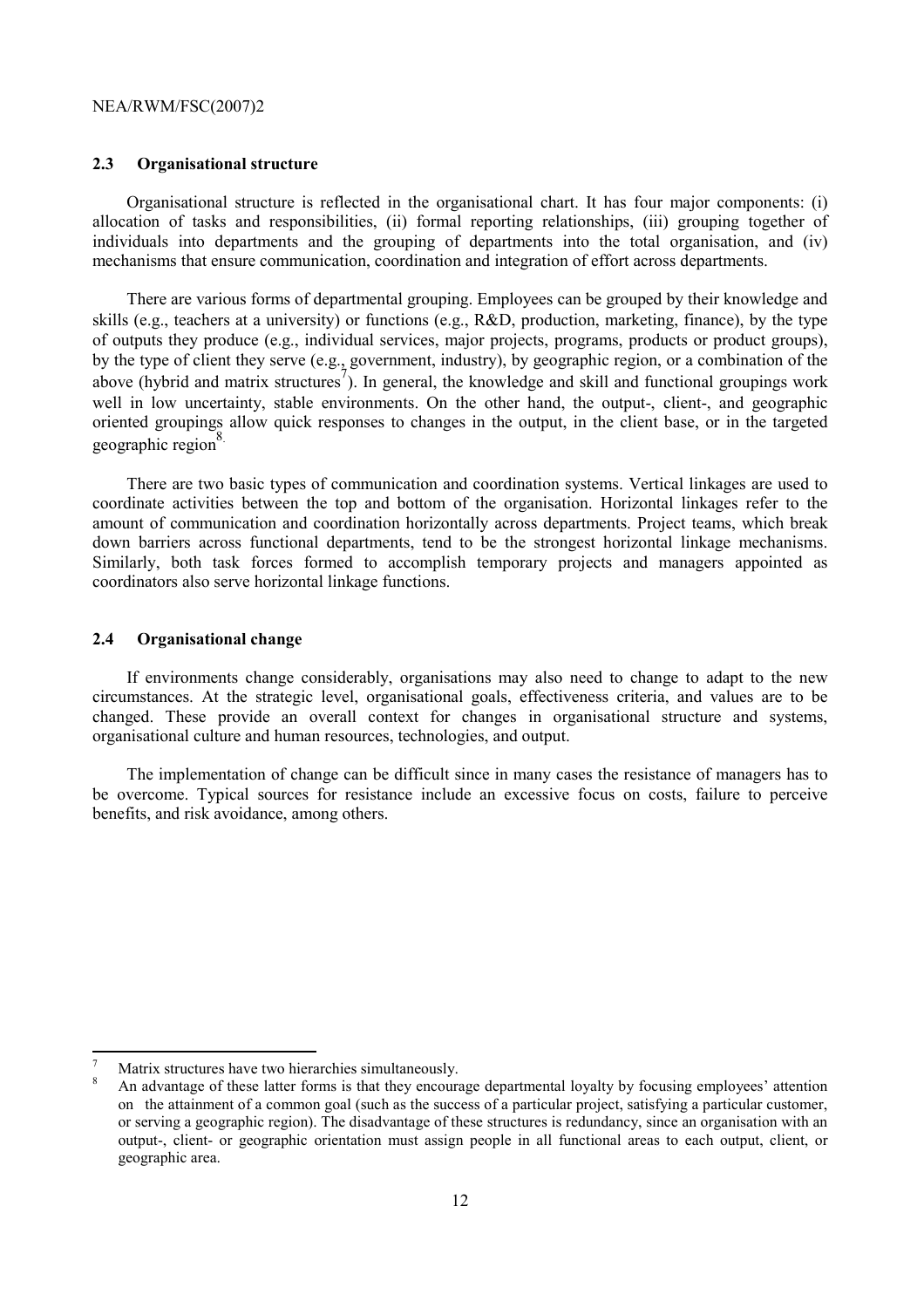### 2.3 Organisational structure

Organisational structure is reflected in the organisational chart. It has four major components: (i) allocation of tasks and responsibilities, (ii) formal reporting relationships, (iii) grouping together of individuals into departments and the grouping of departments into the total organisation, and (iv) mechanisms that ensure communication, coordination and integration of effort across departments.

There are various forms of departmental grouping. Employees can be grouped by their knowledge and skills (e.g., teachers at a university) or functions (e.g., R&D, production, marketing, finance), by the type of outputs they produce (e.g., individual services, major projects, programs, products or product groups), by the type of client they serve (e.g., government, industry), by geographic region, or a combination of the above (hybrid and matrix structures[7]). In general, the knowledge and skill and functional groupings work well in low uncertainty, stable environments. On the other hand, the output-, client-, and geographic oriented groupings allow quick responses to changes in the output, in the client base, or in the targeted geographic region[8].

There are two basic types of communication and coordination systems. Vertical linkages are used to coordinate activities between the top and bottom of the organisation. Horizontal linkages refer to the amount of communication and coordination horizontally across departments. Project teams, which break down barriers across functional departments, tend to be the strongest horizontal linkage mechanisms. Similarly, both task forces formed to accomplish temporary projects and managers appointed as coordinators also serve horizontal linkage functions.

### 2.4 Organisational change

If environments change considerably, organisations may also need to change to adapt to the new circumstances. At the strategic level, organisational goals, effectiveness criteria, and values are to be changed. These provide an overall context for changes in organisational structure and systems, organisational culture and human resources, technologies, and output.

The implementation of change can be difficult since in many cases the resistance of managers has to be overcome. Typical sources for resistance include an excessive focus on costs, failure to perceive benefits, and risk avoidance, among others.

---

[7] Matrix structures have two hierarchies simultaneously.

[8] An advantage of these latter forms is that they encourage departmental loyalty by focusing employees' attention on the attainment of a common goal (such as the success of a particular project, satisfying a particular customer, or serving a geographic region). The disadvantage of these structures is redundancy, since an organisation with an output-, client- or geographic orientation must assign people in all functional areas to each output, client, or geographic area.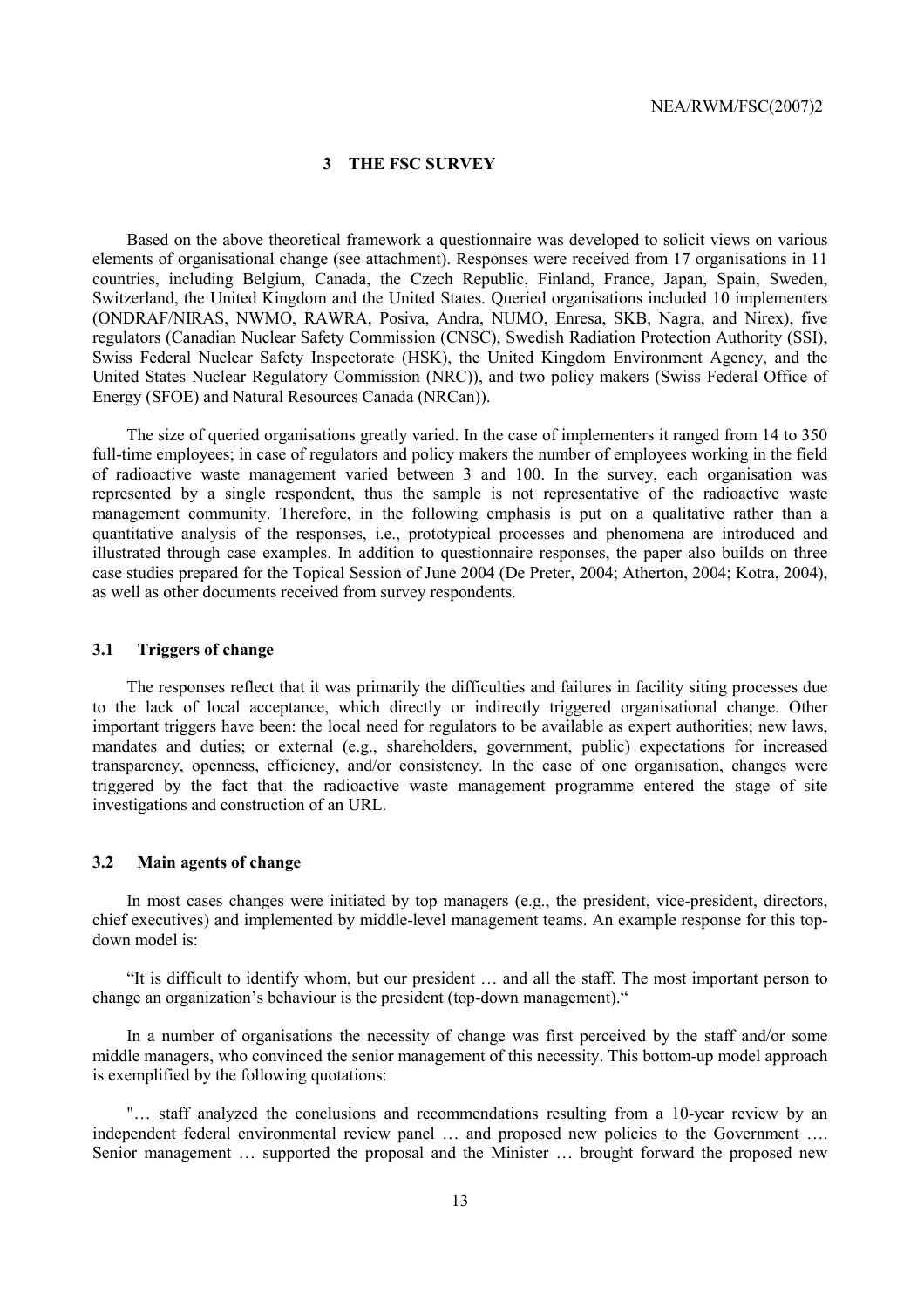# 3 THE FSC SURVEY

Based on the above theoretical framework a questionnaire was developed to solicit views on various elements of organisational change (see attachment). Responses were received from 17 organisations in 11 countries, including Belgium, Canada, the Czech Republic, Finland, France, Japan, Spain, Sweden, Switzerland, the United Kingdom and the United States. Queried organisations included 10 implementers (ONDRAF/NIRAS, NWMO, RAWRA, Posiva, Andra, NUMO, Enresa, SKB, Nagra, and Nirex), five regulators (Canadian Nuclear Safety Commission (CNSC), Swedish Radiation Protection Authority (SSI), Swiss Federal Nuclear Safety Inspectorate (HSK), the United Kingdom Environment Agency, and the United States Nuclear Regulatory Commission (NRC)), and two policy makers (Swiss Federal Office of Energy (SFOE) and Natural Resources Canada (NRCan)).

The size of queried organisations greatly varied. In the case of implementers it ranged from 14 to 350 full-time employees; in case of regulators and policy makers the number of employees working in the field of radioactive waste management varied between 3 and 100. In the survey, each organisation was represented by a single respondent, thus the sample is not representative of the radioactive waste management community. Therefore, in the following emphasis is put on a qualitative rather than a quantitative analysis of the responses, i.e., prototypical processes and phenomena are introduced and illustrated through case examples. In addition to questionnaire responses, the paper also builds on three case studies prepared for the Topical Session of June 2004 (De Preter, 2004; Atherton, 2004; Kotra, 2004), as well as other documents received from survey respondents.

## 3.1 Triggers of change

The responses reflect that it was primarily the difficulties and failures in facility siting processes due to the lack of local acceptance, which directly or indirectly triggered organisational change. Other important triggers have been: the local need for regulators to be available as expert authorities; new laws, mandates and duties; or external (e.g., shareholders, government, public) expectations for increased transparency, openness, efficiency, and/or consistency. In the case of one organisation, changes were triggered by the fact that the radioactive waste management programme entered the stage of site investigations and construction of an URL.

## 3.2 Main agents of change

In most cases changes were initiated by top managers (e.g., the president, vice-president, directors, chief executives) and implemented by middle-level management teams. An example response for this top-down model is:

"It is difficult to identify whom, but our president … and all the staff. The most important person to change an organization's behaviour is the president (top-down management)."

In a number of organisations the necessity of change was first perceived by the staff and/or some middle managers, who convinced the senior management of this necessity. This bottom-up model approach is exemplified by the following quotations:

"… staff analyzed the conclusions and recommendations resulting from a 10-year review by an independent federal environmental review panel … and proposed new policies to the Government …. Senior management … supported the proposal and the Minister … brought forward the proposed new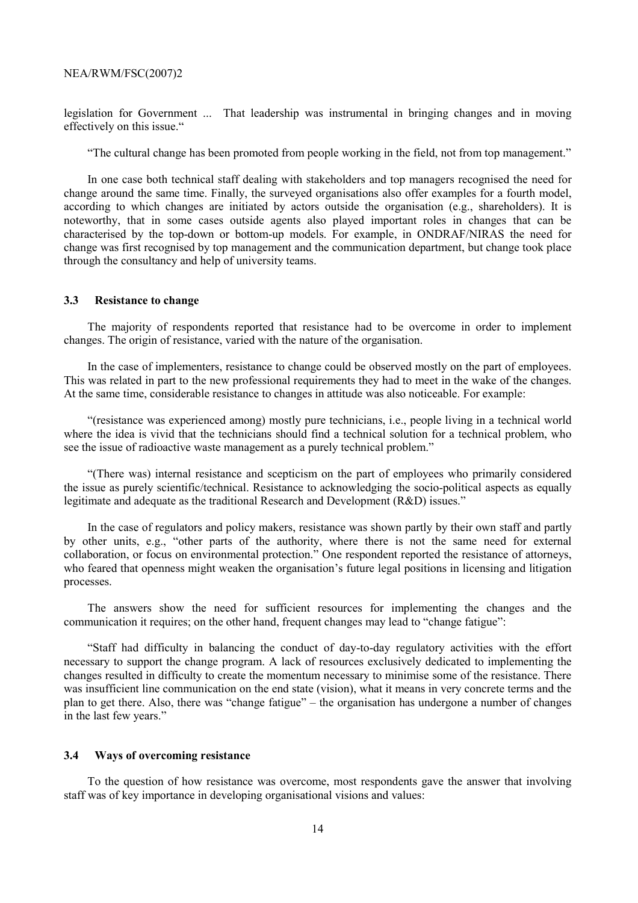legislation for Government ... That leadership was instrumental in bringing changes and in moving effectively on this issue."

"The cultural change has been promoted from people working in the field, not from top management."

In one case both technical staff dealing with stakeholders and top managers recognised the need for change around the same time. Finally, the surveyed organisations also offer examples for a fourth model, according to which changes are initiated by actors outside the organisation (e.g., shareholders). It is noteworthy, that in some cases outside agents also played important roles in changes that can be characterised by the top-down or bottom-up models. For example, in ONDRAF/NIRAS the need for change was first recognised by top management and the communication department, but change took place through the consultancy and help of university teams.

### 3.3 Resistance to change

The majority of respondents reported that resistance had to be overcome in order to implement changes. The origin of resistance, varied with the nature of the organisation.

In the case of implementers, resistance to change could be observed mostly on the part of employees. This was related in part to the new professional requirements they had to meet in the wake of the changes. At the same time, considerable resistance to changes in attitude was also noticeable. For example:

"(resistance was experienced among) mostly pure technicians, i.e., people living in a technical world where the idea is vivid that the technicians should find a technical solution for a technical problem, who see the issue of radioactive waste management as a purely technical problem."

"(There was) internal resistance and scepticism on the part of employees who primarily considered the issue as purely scientific/technical. Resistance to acknowledging the socio-political aspects as equally legitimate and adequate as the traditional Research and Development (R&D) issues."

In the case of regulators and policy makers, resistance was shown partly by their own staff and partly by other units, e.g., "other parts of the authority, where there is not the same need for external collaboration, or focus on environmental protection." One respondent reported the resistance of attorneys, who feared that openness might weaken the organisation's future legal positions in licensing and litigation processes.

The answers show the need for sufficient resources for implementing the changes and the communication it requires; on the other hand, frequent changes may lead to "change fatigue":

"Staff had difficulty in balancing the conduct of day-to-day regulatory activities with the effort necessary to support the change program. A lack of resources exclusively dedicated to implementing the changes resulted in difficulty to create the momentum necessary to minimise some of the resistance. There was insufficient line communication on the end state (vision), what it means in very concrete terms and the plan to get there. Also, there was "change fatigue" – the organisation has undergone a number of changes in the last few years."

### 3.4 Ways of overcoming resistance

To the question of how resistance was overcome, most respondents gave the answer that involving staff was of key importance in developing organisational visions and values: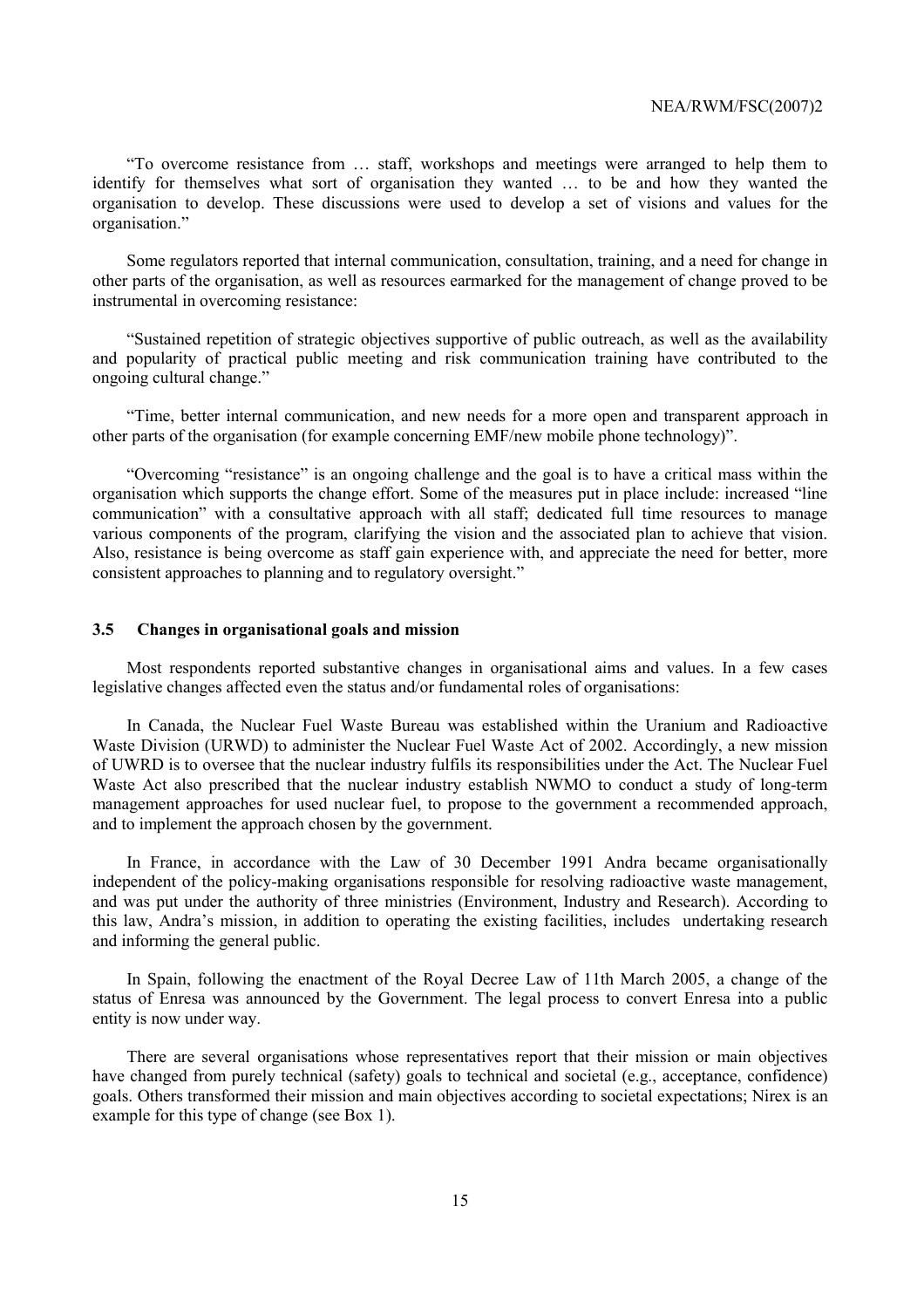"To overcome resistance from … staff, workshops and meetings were arranged to help them to identify for themselves what sort of organisation they wanted … to be and how they wanted the organisation to develop. These discussions were used to develop a set of visions and values for the organisation."

Some regulators reported that internal communication, consultation, training, and a need for change in other parts of the organisation, as well as resources earmarked for the management of change proved to be instrumental in overcoming resistance:

"Sustained repetition of strategic objectives supportive of public outreach, as well as the availability and popularity of practical public meeting and risk communication training have contributed to the ongoing cultural change."

"Time, better internal communication, and new needs for a more open and transparent approach in other parts of the organisation (for example concerning EMF/new mobile phone technology)".

"Overcoming "resistance" is an ongoing challenge and the goal is to have a critical mass within the organisation which supports the change effort. Some of the measures put in place include: increased "line communication" with a consultative approach with all staff; dedicated full time resources to manage various components of the program, clarifying the vision and the associated plan to achieve that vision. Also, resistance is being overcome as staff gain experience with, and appreciate the need for better, more consistent approaches to planning and to regulatory oversight."

### 3.5 Changes in organisational goals and mission

Most respondents reported substantive changes in organisational aims and values. In a few cases legislative changes affected even the status and/or fundamental roles of organisations:

In Canada, the Nuclear Fuel Waste Bureau was established within the Uranium and Radioactive Waste Division (URWD) to administer the Nuclear Fuel Waste Act of 2002. Accordingly, a new mission of UWRD is to oversee that the nuclear industry fulfils its responsibilities under the Act. The Nuclear Fuel Waste Act also prescribed that the nuclear industry establish NWMO to conduct a study of long-term management approaches for used nuclear fuel, to propose to the government a recommended approach, and to implement the approach chosen by the government.

In France, in accordance with the Law of 30 December 1991 Andra became organisationally independent of the policy-making organisations responsible for resolving radioactive waste management, and was put under the authority of three ministries (Environment, Industry and Research). According to this law, Andra's mission, in addition to operating the existing facilities, includes undertaking research and informing the general public.

In Spain, following the enactment of the Royal Decree Law of 11th March 2005, a change of the status of Enresa was announced by the Government. The legal process to convert Enresa into a public entity is now under way.

There are several organisations whose representatives report that their mission or main objectives have changed from purely technical (safety) goals to technical and societal (e.g., acceptance, confidence) goals. Others transformed their mission and main objectives according to societal expectations; Nirex is an example for this type of change (see Box 1).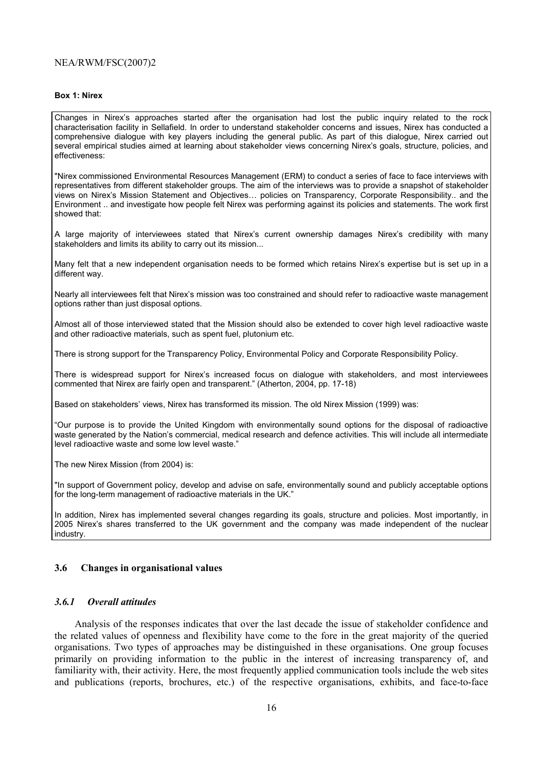**Box 1: Nirex**

Changes in Nirex's approaches started after the organisation had lost the public inquiry related to the rock characterisation facility in Sellafield. In order to understand stakeholder concerns and issues, Nirex has conducted a comprehensive dialogue with key players including the general public. As part of this dialogue, Nirex carried out several empirical studies aimed at learning about stakeholder views concerning Nirex's goals, structure, policies, and effectiveness:

"Nirex commissioned Environmental Resources Management (ERM) to conduct a series of face to face interviews with representatives from different stakeholder groups. The aim of the interviews was to provide a snapshot of stakeholder views on Nirex's Mission Statement and Objectives… policies on Transparency, Corporate Responsibility.. and the Environment .. and investigate how people felt Nirex was performing against its policies and statements. The work first showed that:

A large majority of interviewees stated that Nirex's current ownership damages Nirex's credibility with many stakeholders and limits its ability to carry out its mission...

Many felt that a new independent organisation needs to be formed which retains Nirex's expertise but is set up in a different way.

Nearly all interviewees felt that Nirex's mission was too constrained and should refer to radioactive waste management options rather than just disposal options.

Almost all of those interviewed stated that the Mission should also be extended to cover high level radioactive waste and other radioactive materials, such as spent fuel, plutonium etc.

There is strong support for the Transparency Policy, Environmental Policy and Corporate Responsibility Policy.

There is widespread support for Nirex's increased focus on dialogue with stakeholders, and most interviewees commented that Nirex are fairly open and transparent." (Atherton, 2004, pp. 17-18)

Based on stakeholders' views, Nirex has transformed its mission. The old Nirex Mission (1999) was:

"Our purpose is to provide the United Kingdom with environmentally sound options for the disposal of radioactive waste generated by the Nation's commercial, medical research and defence activities. This will include all intermediate level radioactive waste and some low level waste."

The new Nirex Mission (from 2004) is:

"In support of Government policy, develop and advise on safe, environmentally sound and publicly acceptable options for the long-term management of radioactive materials in the UK."

In addition, Nirex has implemented several changes regarding its goals, structure and policies. Most importantly, in 2005 Nirex's shares transferred to the UK government and the company was made independent of the nuclear industry.

## 3.6 Changes in organisational values

### *3.6.1 Overall attitudes*

Analysis of the responses indicates that over the last decade the issue of stakeholder confidence and the related values of openness and flexibility have come to the fore in the great majority of the queried organisations. Two types of approaches may be distinguished in these organisations. One group focuses primarily on providing information to the public in the interest of increasing transparency of, and familiarity with, their activity. Here, the most frequently applied communication tools include the web sites and publications (reports, brochures, etc.) of the respective organisations, exhibits, and face-to-face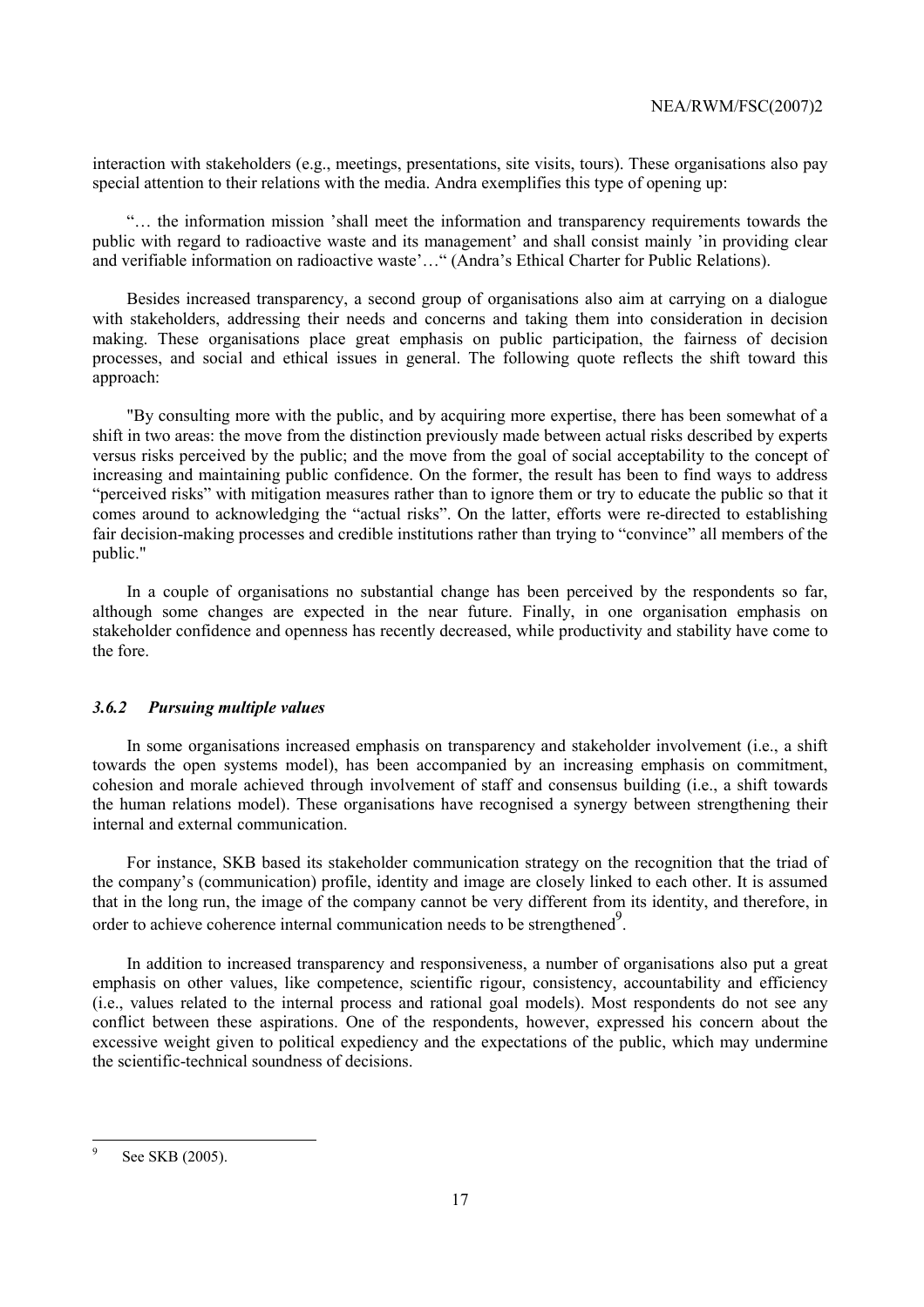interaction with stakeholders (e.g., meetings, presentations, site visits, tours). These organisations also pay special attention to their relations with the media. Andra exemplifies this type of opening up:

"… the information mission 'shall meet the information and transparency requirements towards the public with regard to radioactive waste and its management' and shall consist mainly 'in providing clear and verifiable information on radioactive waste'…" (Andra's Ethical Charter for Public Relations).

Besides increased transparency, a second group of organisations also aim at carrying on a dialogue with stakeholders, addressing their needs and concerns and taking them into consideration in decision making. These organisations place great emphasis on public participation, the fairness of decision processes, and social and ethical issues in general. The following quote reflects the shift toward this approach:

"By consulting more with the public, and by acquiring more expertise, there has been somewhat of a shift in two areas: the move from the distinction previously made between actual risks described by experts versus risks perceived by the public; and the move from the goal of social acceptability to the concept of increasing and maintaining public confidence. On the former, the result has been to find ways to address "perceived risks" with mitigation measures rather than to ignore them or try to educate the public so that it comes around to acknowledging the "actual risks". On the latter, efforts were re-directed to establishing fair decision-making processes and credible institutions rather than trying to "convince" all members of the public."

In a couple of organisations no substantial change has been perceived by the respondents so far, although some changes are expected in the near future. Finally, in one organisation emphasis on stakeholder confidence and openness has recently decreased, while productivity and stability have come to the fore.

### *3.6.2 Pursuing multiple values*

In some organisations increased emphasis on transparency and stakeholder involvement (i.e., a shift towards the open systems model), has been accompanied by an increasing emphasis on commitment, cohesion and morale achieved through involvement of staff and consensus building (i.e., a shift towards the human relations model). These organisations have recognised a synergy between strengthening their internal and external communication.

For instance, SKB based its stakeholder communication strategy on the recognition that the triad of the company's (communication) profile, identity and image are closely linked to each other. It is assumed that in the long run, the image of the company cannot be very different from its identity, and therefore, in order to achieve coherence internal communication needs to be strengthened[9].

In addition to increased transparency and responsiveness, a number of organisations also put a great emphasis on other values, like competence, scientific rigour, consistency, accountability and efficiency (i.e., values related to the internal process and rational goal models). Most respondents do not see any conflict between these aspirations. One of the respondents, however, expressed his concern about the excessive weight given to political expediency and the expectations of the public, which may undermine the scientific-technical soundness of decisions.

---

[9] See SKB (2005).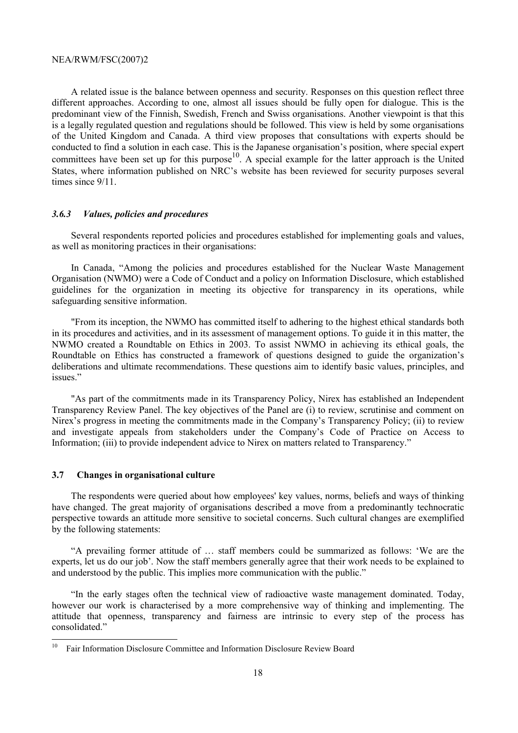A related issue is the balance between openness and security. Responses on this question reflect three different approaches. According to one, almost all issues should be fully open for dialogue. This is the predominant view of the Finnish, Swedish, French and Swiss organisations. Another viewpoint is that this is a legally regulated question and regulations should be followed. This view is held by some organisations of the United Kingdom and Canada. A third view proposes that consultations with experts should be conducted to find a solution in each case. This is the Japanese organisation's position, where special expert committees have been set up for this purpose[10]. A special example for the latter approach is the United States, where information published on NRC's website has been reviewed for security purposes several times since 9/11.

### *3.6.3 Values, policies and procedures*

Several respondents reported policies and procedures established for implementing goals and values, as well as monitoring practices in their organisations:

In Canada, "Among the policies and procedures established for the Nuclear Waste Management Organisation (NWMO) were a Code of Conduct and a policy on Information Disclosure, which established guidelines for the organization in meeting its objective for transparency in its operations, while safeguarding sensitive information.

"From its inception, the NWMO has committed itself to adhering to the highest ethical standards both in its procedures and activities, and in its assessment of management options. To guide it in this matter, the NWMO created a Roundtable on Ethics in 2003. To assist NWMO in achieving its ethical goals, the Roundtable on Ethics has constructed a framework of questions designed to guide the organization's deliberations and ultimate recommendations. These questions aim to identify basic values, principles, and issues."

"As part of the commitments made in its Transparency Policy, Nirex has established an Independent Transparency Review Panel. The key objectives of the Panel are (i) to review, scrutinise and comment on Nirex's progress in meeting the commitments made in the Company's Transparency Policy; (ii) to review and investigate appeals from stakeholders under the Company's Code of Practice on Access to Information; (iii) to provide independent advice to Nirex on matters related to Transparency."

## 3.7 Changes in organisational culture

The respondents were queried about how employees' key values, norms, beliefs and ways of thinking have changed. The great majority of organisations described a move from a predominantly technocratic perspective towards an attitude more sensitive to societal concerns. Such cultural changes are exemplified by the following statements:

"A prevailing former attitude of … staff members could be summarized as follows: 'We are the experts, let us do our job'. Now the staff members generally agree that their work needs to be explained to and understood by the public. This implies more communication with the public."

"In the early stages often the technical view of radioactive waste management dominated. Today, however our work is characterised by a more comprehensive way of thinking and implementing. The attitude that openness, transparency and fairness are intrinsic to every step of the process has consolidated."

---

[10] Fair Information Disclosure Committee and Information Disclosure Review Board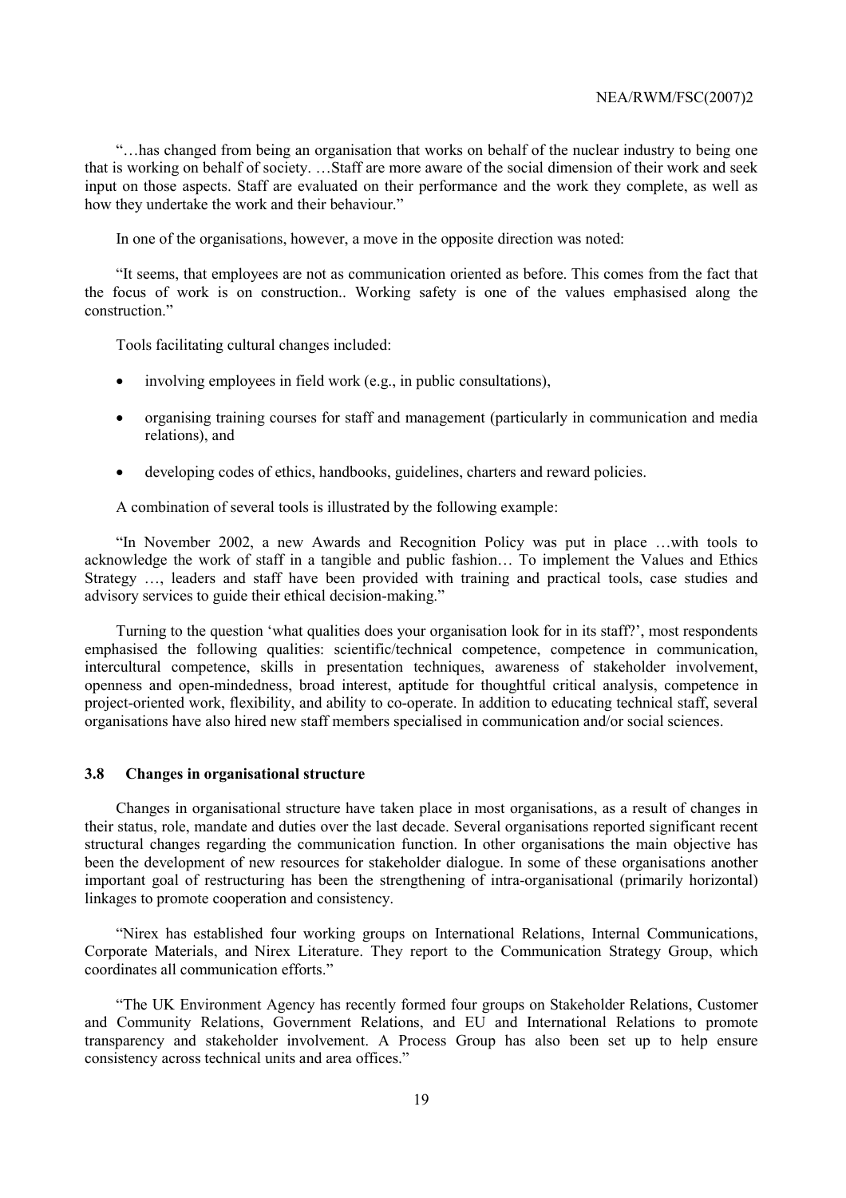"…has changed from being an organisation that works on behalf of the nuclear industry to being one that is working on behalf of society. …Staff are more aware of the social dimension of their work and seek input on those aspects. Staff are evaluated on their performance and the work they complete, as well as how they undertake the work and their behaviour."

In one of the organisations, however, a move in the opposite direction was noted:

"It seems, that employees are not as communication oriented as before. This comes from the fact that the focus of work is on construction.. Working safety is one of the values emphasised along the construction."

Tools facilitating cultural changes included:

- involving employees in field work (e.g., in public consultations),
- organising training courses for staff and management (particularly in communication and media relations), and
- developing codes of ethics, handbooks, guidelines, charters and reward policies.

A combination of several tools is illustrated by the following example:

"In November 2002, a new Awards and Recognition Policy was put in place …with tools to acknowledge the work of staff in a tangible and public fashion… To implement the Values and Ethics Strategy …, leaders and staff have been provided with training and practical tools, case studies and advisory services to guide their ethical decision-making."

Turning to the question 'what qualities does your organisation look for in its staff?', most respondents emphasised the following qualities: scientific/technical competence, competence in communication, intercultural competence, skills in presentation techniques, awareness of stakeholder involvement, openness and open-mindedness, broad interest, aptitude for thoughtful critical analysis, competence in project-oriented work, flexibility, and ability to co-operate. In addition to educating technical staff, several organisations have also hired new staff members specialised in communication and/or social sciences.

### 3.8 Changes in organisational structure

Changes in organisational structure have taken place in most organisations, as a result of changes in their status, role, mandate and duties over the last decade. Several organisations reported significant recent structural changes regarding the communication function. In other organisations the main objective has been the development of new resources for stakeholder dialogue. In some of these organisations another important goal of restructuring has been the strengthening of intra-organisational (primarily horizontal) linkages to promote cooperation and consistency.

"Nirex has established four working groups on International Relations, Internal Communications, Corporate Materials, and Nirex Literature. They report to the Communication Strategy Group, which coordinates all communication efforts."

"The UK Environment Agency has recently formed four groups on Stakeholder Relations, Customer and Community Relations, Government Relations, and EU and International Relations to promote transparency and stakeholder involvement. A Process Group has also been set up to help ensure consistency across technical units and area offices."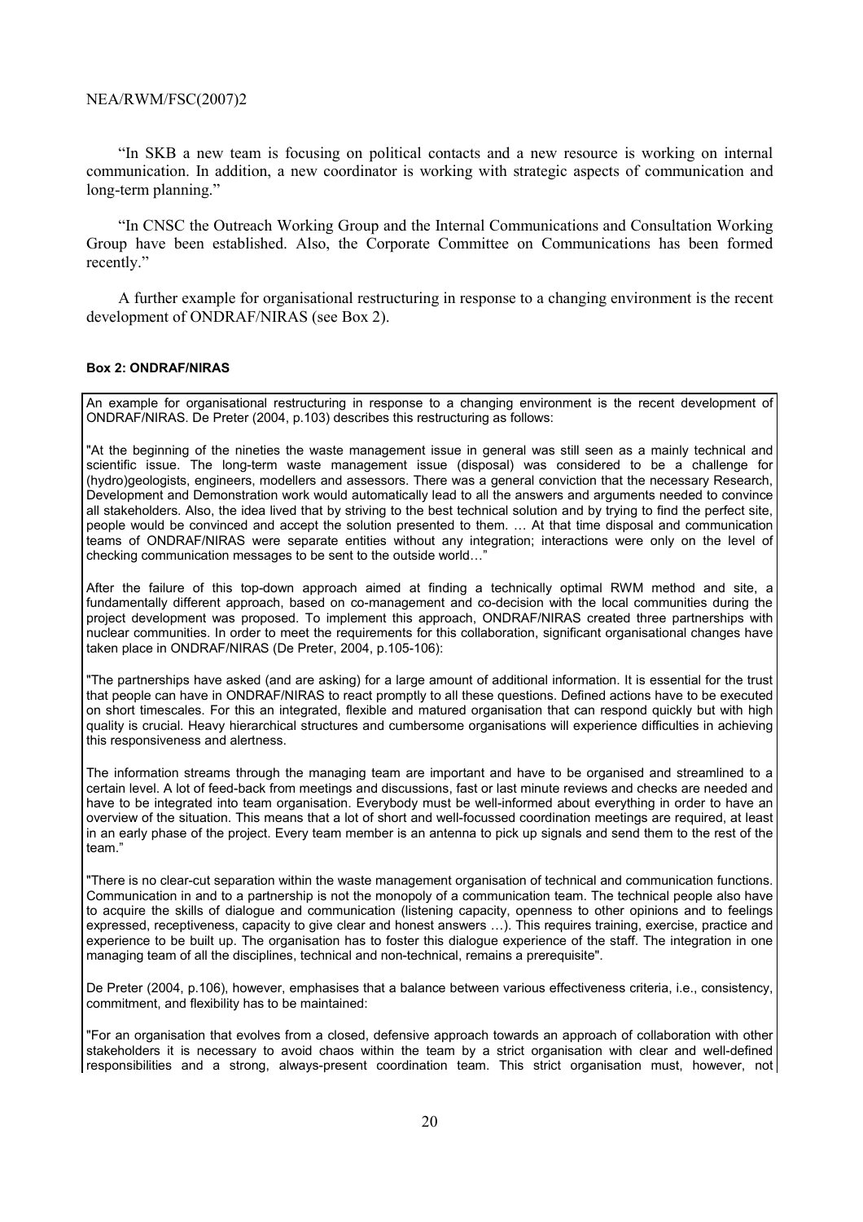"In SKB a new team is focusing on political contacts and a new resource is working on internal communication. In addition, a new coordinator is working with strategic aspects of communication and long-term planning."

"In CNSC the Outreach Working Group and the Internal Communications and Consultation Working Group have been established. Also, the Corporate Committee on Communications has been formed recently."

A further example for organisational restructuring in response to a changing environment is the recent development of ONDRAF/NIRAS (see Box 2).

#### Box 2: ONDRAF/NIRAS

An example for organisational restructuring in response to a changing environment is the recent development of ONDRAF/NIRAS. De Preter (2004, p.103) describes this restructuring as follows:

"At the beginning of the nineties the waste management issue in general was still seen as a mainly technical and scientific issue. The long-term waste management issue (disposal) was considered to be a challenge for (hydro)geologists, engineers, modellers and assessors. There was a general conviction that the necessary Research, Development and Demonstration work would automatically lead to all the answers and arguments needed to convince all stakeholders. Also, the idea lived that by striving to the best technical solution and by trying to find the perfect site, people would be convinced and accept the solution presented to them. … At that time disposal and communication teams of ONDRAF/NIRAS were separate entities without any integration; interactions were only on the level of checking communication messages to be sent to the outside world…"

After the failure of this top-down approach aimed at finding a technically optimal RWM method and site, a fundamentally different approach, based on co-management and co-decision with the local communities during the project development was proposed. To implement this approach, ONDRAF/NIRAS created three partnerships with nuclear communities. In order to meet the requirements for this collaboration, significant organisational changes have taken place in ONDRAF/NIRAS (De Preter, 2004, p.105-106):

"The partnerships have asked (and are asking) for a large amount of additional information. It is essential for the trust that people can have in ONDRAF/NIRAS to react promptly to all these questions. Defined actions have to be executed on short timescales. For this an integrated, flexible and matured organisation that can respond quickly but with high quality is crucial. Heavy hierarchical structures and cumbersome organisations will experience difficulties in achieving this responsiveness and alertness.

The information streams through the managing team are important and have to be organised and streamlined to a certain level. A lot of feed-back from meetings and discussions, fast or last minute reviews and checks are needed and have to be integrated into team organisation. Everybody must be well-informed about everything in order to have an overview of the situation. This means that a lot of short and well-focussed coordination meetings are required, at least in an early phase of the project. Every team member is an antenna to pick up signals and send them to the rest of the team."

"There is no clear-cut separation within the waste management organisation of technical and communication functions. Communication in and to a partnership is not the monopoly of a communication team. The technical people also have to acquire the skills of dialogue and communication (listening capacity, openness to other opinions and to feelings expressed, receptiveness, capacity to give clear and honest answers …). This requires training, exercise, practice and experience to be built up. The organisation has to foster this dialogue experience of the staff. The integration in one managing team of all the disciplines, technical and non-technical, remains a prerequisite".

De Preter (2004, p.106), however, emphasises that a balance between various effectiveness criteria, i.e., consistency, commitment, and flexibility has to be maintained:

"For an organisation that evolves from a closed, defensive approach towards an approach of collaboration with other stakeholders it is necessary to avoid chaos within the team by a strict organisation with clear and well-defined responsibilities and a strong, always-present coordination team. This strict organisation must, however, not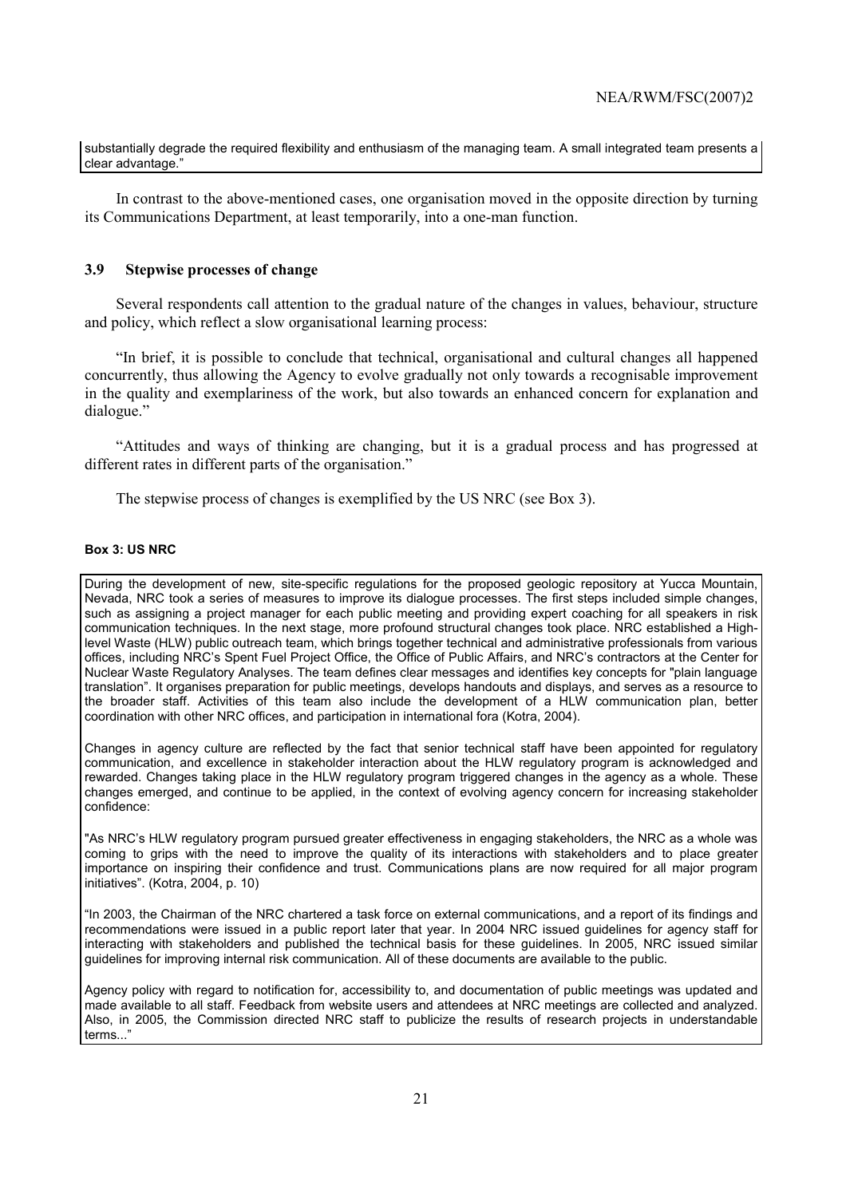substantially degrade the required flexibility and enthusiasm of the managing team. A small integrated team presents a clear advantage."

In contrast to the above-mentioned cases, one organisation moved in the opposite direction by turning its Communications Department, at least temporarily, into a one-man function.

### 3.9 Stepwise processes of change

Several respondents call attention to the gradual nature of the changes in values, behaviour, structure and policy, which reflect a slow organisational learning process:

"In brief, it is possible to conclude that technical, organisational and cultural changes all happened concurrently, thus allowing the Agency to evolve gradually not only towards a recognisable improvement in the quality and exemplariness of the work, but also towards an enhanced concern for explanation and dialogue."

"Attitudes and ways of thinking are changing, but it is a gradual process and has progressed at different rates in different parts of the organisation."

The stepwise process of changes is exemplified by the US NRC (see Box 3).

**Box 3: US NRC**

During the development of new, site-specific regulations for the proposed geologic repository at Yucca Mountain, Nevada, NRC took a series of measures to improve its dialogue processes. The first steps included simple changes, such as assigning a project manager for each public meeting and providing expert coaching for all speakers in risk communication techniques. In the next stage, more profound structural changes took place. NRC established a High-level Waste (HLW) public outreach team, which brings together technical and administrative professionals from various offices, including NRC's Spent Fuel Project Office, the Office of Public Affairs, and NRC's contractors at the Center for Nuclear Waste Regulatory Analyses. The team defines clear messages and identifies key concepts for "plain language translation". It organises preparation for public meetings, develops handouts and displays, and serves as a resource to the broader staff. Activities of this team also include the development of a HLW communication plan, better coordination with other NRC offices, and participation in international fora (Kotra, 2004).

Changes in agency culture are reflected by the fact that senior technical staff have been appointed for regulatory communication, and excellence in stakeholder interaction about the HLW regulatory program is acknowledged and rewarded. Changes taking place in the HLW regulatory program triggered changes in the agency as a whole. These changes emerged, and continue to be applied, in the context of evolving agency concern for increasing stakeholder confidence:

"As NRC's HLW regulatory program pursued greater effectiveness in engaging stakeholders, the NRC as a whole was coming to grips with the need to improve the quality of its interactions with stakeholders and to place greater importance on inspiring their confidence and trust. Communications plans are now required for all major program initiatives". (Kotra, 2004, p. 10)

"In 2003, the Chairman of the NRC chartered a task force on external communications, and a report of its findings and recommendations were issued in a public report later that year. In 2004 NRC issued guidelines for agency staff for interacting with stakeholders and published the technical basis for these guidelines. In 2005, NRC issued similar guidelines for improving internal risk communication. All of these documents are available to the public.

Agency policy with regard to notification for, accessibility to, and documentation of public meetings was updated and made available to all staff. Feedback from website users and attendees at NRC meetings are collected and analyzed. Also, in 2005, the Commission directed NRC staff to publicize the results of research projects in understandable terms..."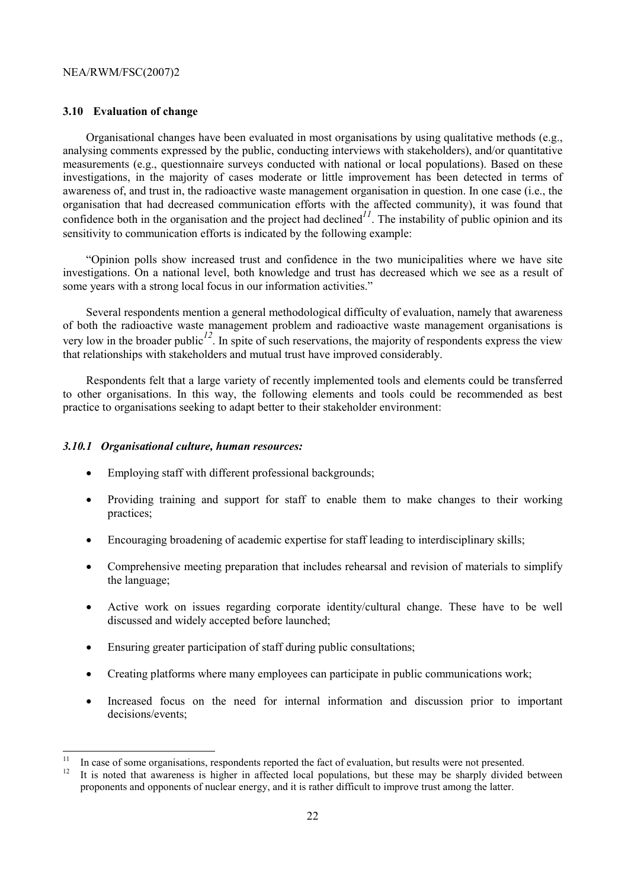### 3.10 Evaluation of change

Organisational changes have been evaluated in most organisations by using qualitative methods (e.g., analysing comments expressed by the public, conducting interviews with stakeholders), and/or quantitative measurements (e.g., questionnaire surveys conducted with national or local populations). Based on these investigations, in the majority of cases moderate or little improvement has been detected in terms of awareness of, and trust in, the radioactive waste management organisation in question. In one case (i.e., the organisation that had decreased communication efforts with the affected community), it was found that confidence both in the organisation and the project had declined[11]. The instability of public opinion and its sensitivity to communication efforts is indicated by the following example:

"Opinion polls show increased trust and confidence in the two municipalities where we have site investigations. On a national level, both knowledge and trust has decreased which we see as a result of some years with a strong local focus in our information activities."

Several respondents mention a general methodological difficulty of evaluation, namely that awareness of both the radioactive waste management problem and radioactive waste management organisations is very low in the broader public[12]. In spite of such reservations, the majority of respondents express the view that relationships with stakeholders and mutual trust have improved considerably.

Respondents felt that a large variety of recently implemented tools and elements could be transferred to other organisations. In this way, the following elements and tools could be recommended as best practice to organisations seeking to adapt better to their stakeholder environment:

#### *3.10.1 Organisational culture, human resources:*

- Employing staff with different professional backgrounds;
- Providing training and support for staff to enable them to make changes to their working practices;
- Encouraging broadening of academic expertise for staff leading to interdisciplinary skills;
- Comprehensive meeting preparation that includes rehearsal and revision of materials to simplify the language;
- Active work on issues regarding corporate identity/cultural change. These have to be well discussed and widely accepted before launched;
- Ensuring greater participation of staff during public consultations;
- Creating platforms where many employees can participate in public communications work;
- Increased focus on the need for internal information and discussion prior to important decisions/events;

---

[11] In case of some organisations, respondents reported the fact of evaluation, but results were not presented.

[12] It is noted that awareness is higher in affected local populations, but these may be sharply divided between proponents and opponents of nuclear energy, and it is rather difficult to improve trust among the latter.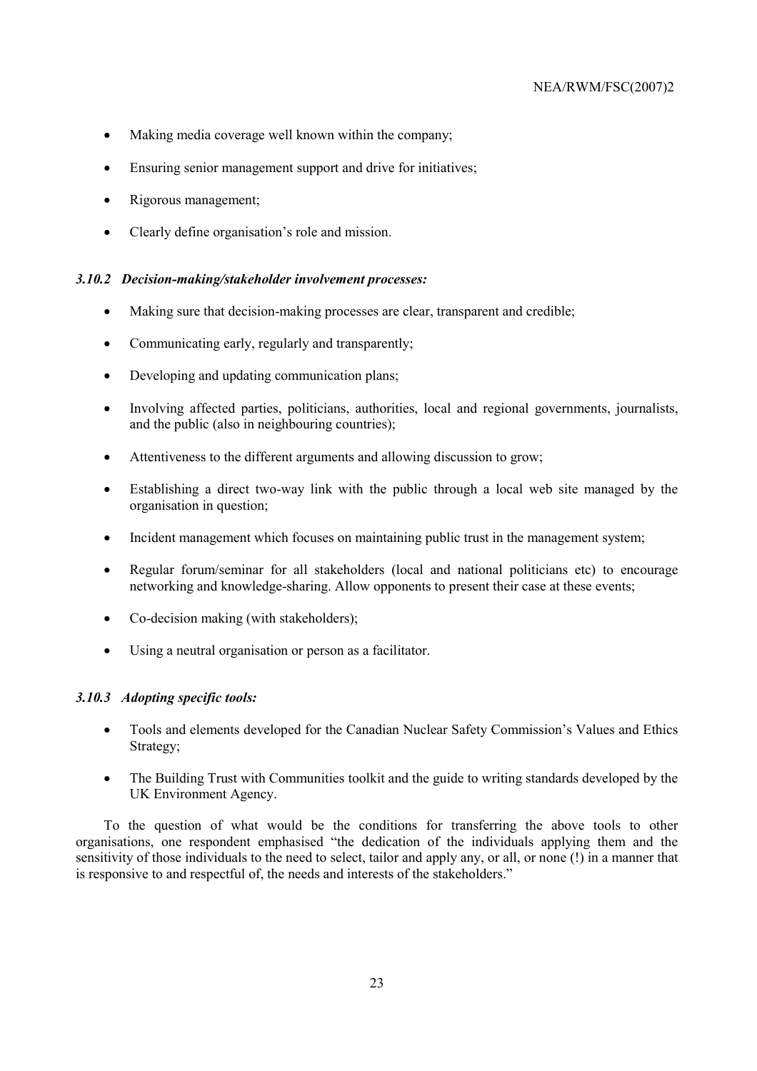- Making media coverage well known within the company;
- Ensuring senior management support and drive for initiatives;
- Rigorous management;
- Clearly define organisation's role and mission.

### *3.10.2 Decision-making/stakeholder involvement processes:*

- Making sure that decision-making processes are clear, transparent and credible;
- Communicating early, regularly and transparently;
- Developing and updating communication plans;
- Involving affected parties, politicians, authorities, local and regional governments, journalists, and the public (also in neighbouring countries);
- Attentiveness to the different arguments and allowing discussion to grow;
- Establishing a direct two-way link with the public through a local web site managed by the organisation in question;
- Incident management which focuses on maintaining public trust in the management system;
- Regular forum/seminar for all stakeholders (local and national politicians etc) to encourage networking and knowledge-sharing. Allow opponents to present their case at these events;
- Co-decision making (with stakeholders);
- Using a neutral organisation or person as a facilitator.

### *3.10.3 Adopting specific tools:*

- Tools and elements developed for the Canadian Nuclear Safety Commission's Values and Ethics Strategy;
- The Building Trust with Communities toolkit and the guide to writing standards developed by the UK Environment Agency.

To the question of what would be the conditions for transferring the above tools to other organisations, one respondent emphasised "the dedication of the individuals applying them and the sensitivity of those individuals to the need to select, tailor and apply any, or all, or none (!) in a manner that is responsive to and respectful of, the needs and interests of the stakeholders."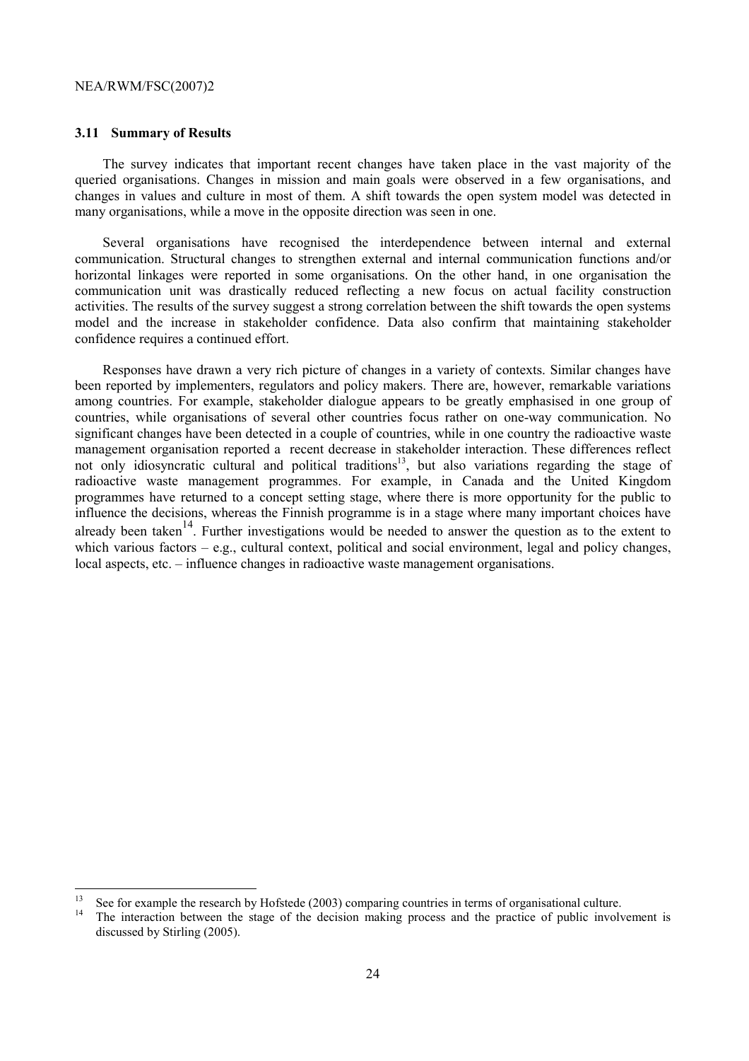### 3.11 Summary of Results

The survey indicates that important recent changes have taken place in the vast majority of the queried organisations. Changes in mission and main goals were observed in a few organisations, and changes in values and culture in most of them. A shift towards the open system model was detected in many organisations, while a move in the opposite direction was seen in one.

Several organisations have recognised the interdependence between internal and external communication. Structural changes to strengthen external and internal communication functions and/or horizontal linkages were reported in some organisations. On the other hand, in one organisation the communication unit was drastically reduced reflecting a new focus on actual facility construction activities. The results of the survey suggest a strong correlation between the shift towards the open systems model and the increase in stakeholder confidence. Data also confirm that maintaining stakeholder confidence requires a continued effort.

Responses have drawn a very rich picture of changes in a variety of contexts. Similar changes have been reported by implementers, regulators and policy makers. There are, however, remarkable variations among countries. For example, stakeholder dialogue appears to be greatly emphasised in one group of countries, while organisations of several other countries focus rather on one-way communication. No significant changes have been detected in a couple of countries, while in one country the radioactive waste management organisation reported a recent decrease in stakeholder interaction. These differences reflect not only idiosyncratic cultural and political traditions[13], but also variations regarding the stage of radioactive waste management programmes. For example, in Canada and the United Kingdom programmes have returned to a concept setting stage, where there is more opportunity for the public to influence the decisions, whereas the Finnish programme is in a stage where many important choices have already been taken[14]. Further investigations would be needed to answer the question as to the extent to which various factors – e.g., cultural context, political and social environment, legal and policy changes, local aspects, etc. – influence changes in radioactive waste management organisations.

---

[13] See for example the research by Hofstede (2003) comparing countries in terms of organisational culture.

[14] The interaction between the stage of the decision making process and the practice of public involvement is discussed by Stirling (2005).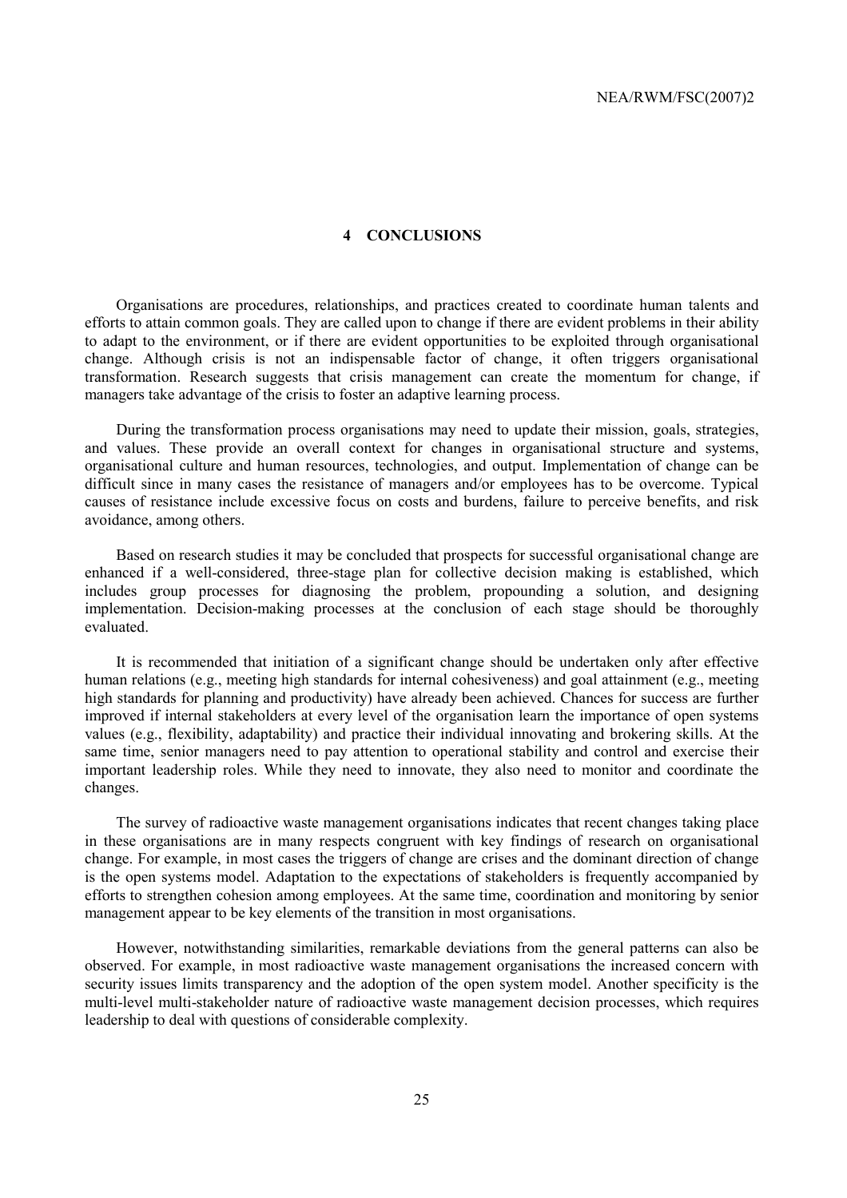# 4 CONCLUSIONS

Organisations are procedures, relationships, and practices created to coordinate human talents and efforts to attain common goals. They are called upon to change if there are evident problems in their ability to adapt to the environment, or if there are evident opportunities to be exploited through organisational change. Although crisis is not an indispensable factor of change, it often triggers organisational transformation. Research suggests that crisis management can create the momentum for change, if managers take advantage of the crisis to foster an adaptive learning process.

During the transformation process organisations may need to update their mission, goals, strategies, and values. These provide an overall context for changes in organisational structure and systems, organisational culture and human resources, technologies, and output. Implementation of change can be difficult since in many cases the resistance of managers and/or employees has to be overcome. Typical causes of resistance include excessive focus on costs and burdens, failure to perceive benefits, and risk avoidance, among others.

Based on research studies it may be concluded that prospects for successful organisational change are enhanced if a well-considered, three-stage plan for collective decision making is established, which includes group processes for diagnosing the problem, propounding a solution, and designing implementation. Decision-making processes at the conclusion of each stage should be thoroughly evaluated.

It is recommended that initiation of a significant change should be undertaken only after effective human relations (e.g., meeting high standards for internal cohesiveness) and goal attainment (e.g., meeting high standards for planning and productivity) have already been achieved. Chances for success are further improved if internal stakeholders at every level of the organisation learn the importance of open systems values (e.g., flexibility, adaptability) and practice their individual innovating and brokering skills. At the same time, senior managers need to pay attention to operational stability and control and exercise their important leadership roles. While they need to innovate, they also need to monitor and coordinate the changes.

The survey of radioactive waste management organisations indicates that recent changes taking place in these organisations are in many respects congruent with key findings of research on organisational change. For example, in most cases the triggers of change are crises and the dominant direction of change is the open systems model. Adaptation to the expectations of stakeholders is frequently accompanied by efforts to strengthen cohesion among employees. At the same time, coordination and monitoring by senior management appear to be key elements of the transition in most organisations.

However, notwithstanding similarities, remarkable deviations from the general patterns can also be observed. For example, in most radioactive waste management organisations the increased concern with security issues limits transparency and the adoption of the open system model. Another specificity is the multi-level multi-stakeholder nature of radioactive waste management decision processes, which requires leadership to deal with questions of considerable complexity.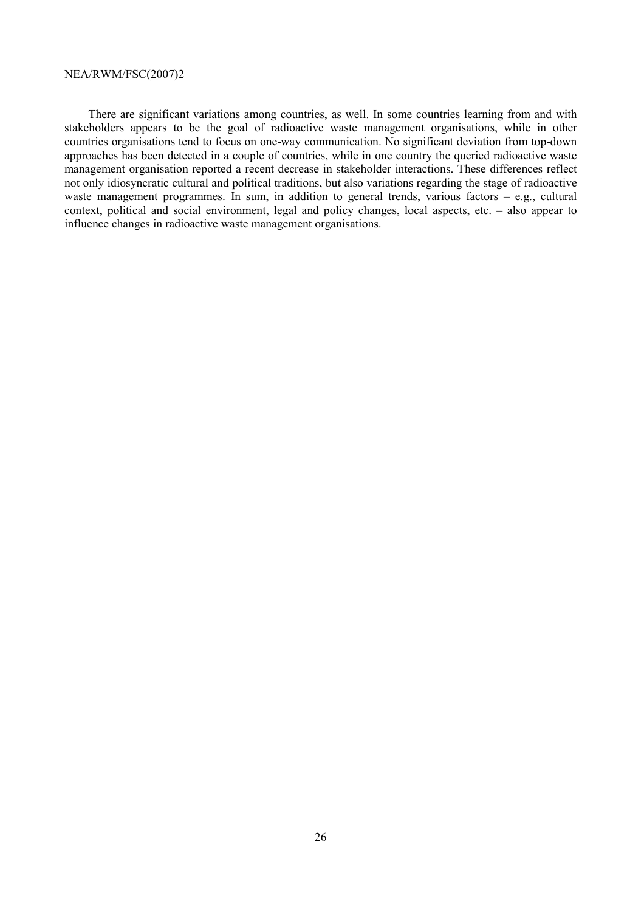There are significant variations among countries, as well. In some countries learning from and with stakeholders appears to be the goal of radioactive waste management organisations, while in other countries organisations tend to focus on one-way communication. No significant deviation from top-down approaches has been detected in a couple of countries, while in one country the queried radioactive waste management organisation reported a recent decrease in stakeholder interactions. These differences reflect not only idiosyncratic cultural and political traditions, but also variations regarding the stage of radioactive waste management programmes. In sum, in addition to general trends, various factors – e.g., cultural context, political and social environment, legal and policy changes, local aspects, etc. – also appear to influence changes in radioactive waste management organisations.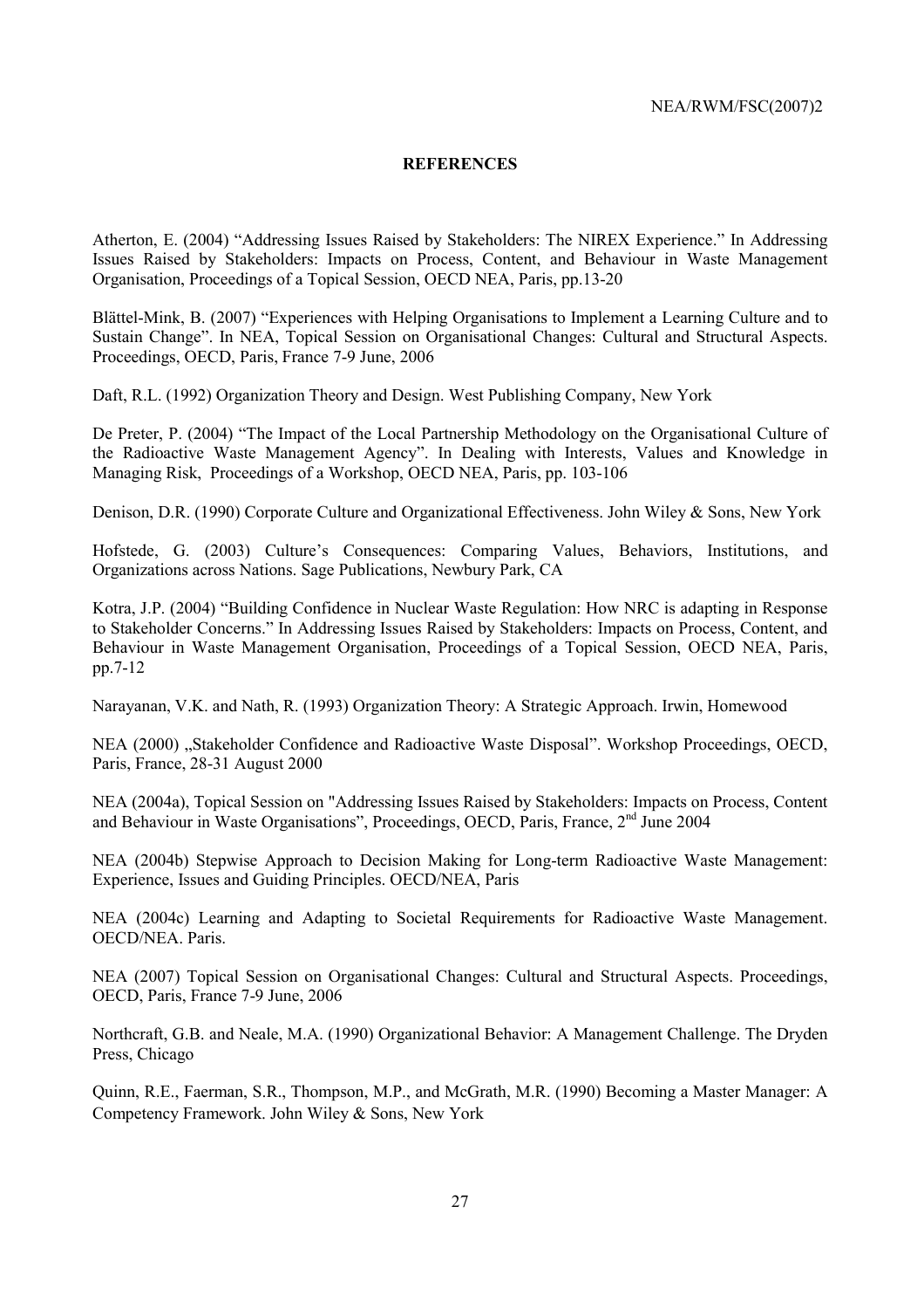## REFERENCES

Atherton, E. (2004) "Addressing Issues Raised by Stakeholders: The NIREX Experience." In Addressing Issues Raised by Stakeholders: Impacts on Process, Content, and Behaviour in Waste Management Organisation, Proceedings of a Topical Session, OECD NEA, Paris, pp.13-20

Blättel-Mink, B. (2007) "Experiences with Helping Organisations to Implement a Learning Culture and to Sustain Change". In NEA, Topical Session on Organisational Changes: Cultural and Structural Aspects. Proceedings, OECD, Paris, France 7-9 June, 2006

Daft, R.L. (1992) Organization Theory and Design. West Publishing Company, New York

De Preter, P. (2004) "The Impact of the Local Partnership Methodology on the Organisational Culture of the Radioactive Waste Management Agency". In Dealing with Interests, Values and Knowledge in Managing Risk, Proceedings of a Workshop, OECD NEA, Paris, pp. 103-106

Denison, D.R. (1990) Corporate Culture and Organizational Effectiveness. John Wiley & Sons, New York

Hofstede, G. (2003) Culture's Consequences: Comparing Values, Behaviors, Institutions, and Organizations across Nations. Sage Publications, Newbury Park, CA

Kotra, J.P. (2004) "Building Confidence in Nuclear Waste Regulation: How NRC is adapting in Response to Stakeholder Concerns." In Addressing Issues Raised by Stakeholders: Impacts on Process, Content, and Behaviour in Waste Management Organisation, Proceedings of a Topical Session, OECD NEA, Paris, pp.7-12

Narayanan, V.K. and Nath, R. (1993) Organization Theory: A Strategic Approach. Irwin, Homewood

NEA (2000) „Stakeholder Confidence and Radioactive Waste Disposal". Workshop Proceedings, OECD, Paris, France, 28-31 August 2000

NEA (2004a), Topical Session on "Addressing Issues Raised by Stakeholders: Impacts on Process, Content and Behaviour in Waste Organisations", Proceedings, OECD, Paris, France, 2nd June 2004

NEA (2004b) Stepwise Approach to Decision Making for Long-term Radioactive Waste Management: Experience, Issues and Guiding Principles. OECD/NEA, Paris

NEA (2004c) Learning and Adapting to Societal Requirements for Radioactive Waste Management. OECD/NEA. Paris.

NEA (2007) Topical Session on Organisational Changes: Cultural and Structural Aspects. Proceedings, OECD, Paris, France 7-9 June, 2006

Northcraft, G.B. and Neale, M.A. (1990) Organizational Behavior: A Management Challenge. The Dryden Press, Chicago

Quinn, R.E., Faerman, S.R., Thompson, M.P., and McGrath, M.R. (1990) Becoming a Master Manager: A Competency Framework. John Wiley & Sons, New York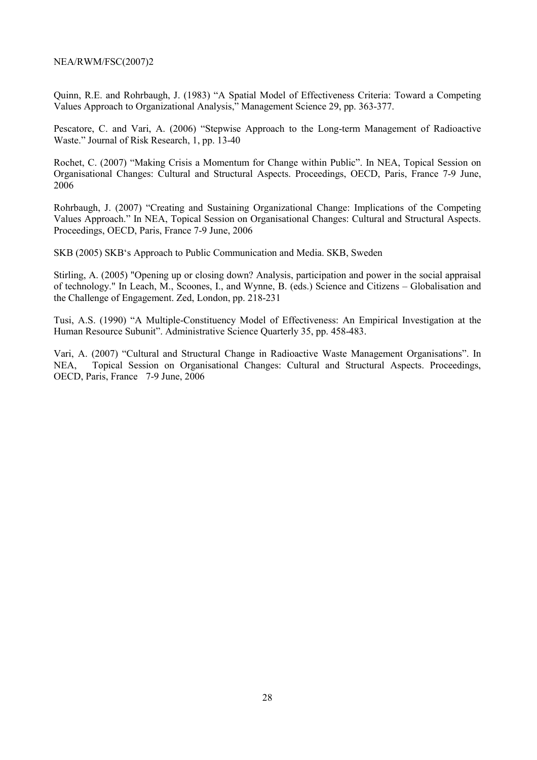Quinn, R.E. and Rohrbaugh, J. (1983) "A Spatial Model of Effectiveness Criteria: Toward a Competing Values Approach to Organizational Analysis," Management Science 29, pp. 363-377.

Pescatore, C. and Vari, A. (2006) "Stepwise Approach to the Long-term Management of Radioactive Waste." Journal of Risk Research, 1, pp. 13-40

Rochet, C. (2007) "Making Crisis a Momentum for Change within Public". In NEA, Topical Session on Organisational Changes: Cultural and Structural Aspects. Proceedings, OECD, Paris, France 7-9 June, 2006

Rohrbaugh, J. (2007) "Creating and Sustaining Organizational Change: Implications of the Competing Values Approach." In NEA, Topical Session on Organisational Changes: Cultural and Structural Aspects. Proceedings, OECD, Paris, France 7-9 June, 2006

SKB (2005) SKB's Approach to Public Communication and Media. SKB, Sweden

Stirling, A. (2005) "Opening up or closing down? Analysis, participation and power in the social appraisal of technology." In Leach, M., Scoones, I., and Wynne, B. (eds.) Science and Citizens – Globalisation and the Challenge of Engagement. Zed, London, pp. 218-231

Tusi, A.S. (1990) "A Multiple-Constituency Model of Effectiveness: An Empirical Investigation at the Human Resource Subunit". Administrative Science Quarterly 35, pp. 458-483.

Vari, A. (2007) "Cultural and Structural Change in Radioactive Waste Management Organisations". In NEA, Topical Session on Organisational Changes: Cultural and Structural Aspects. Proceedings, OECD, Paris, France 7-9 June, 2006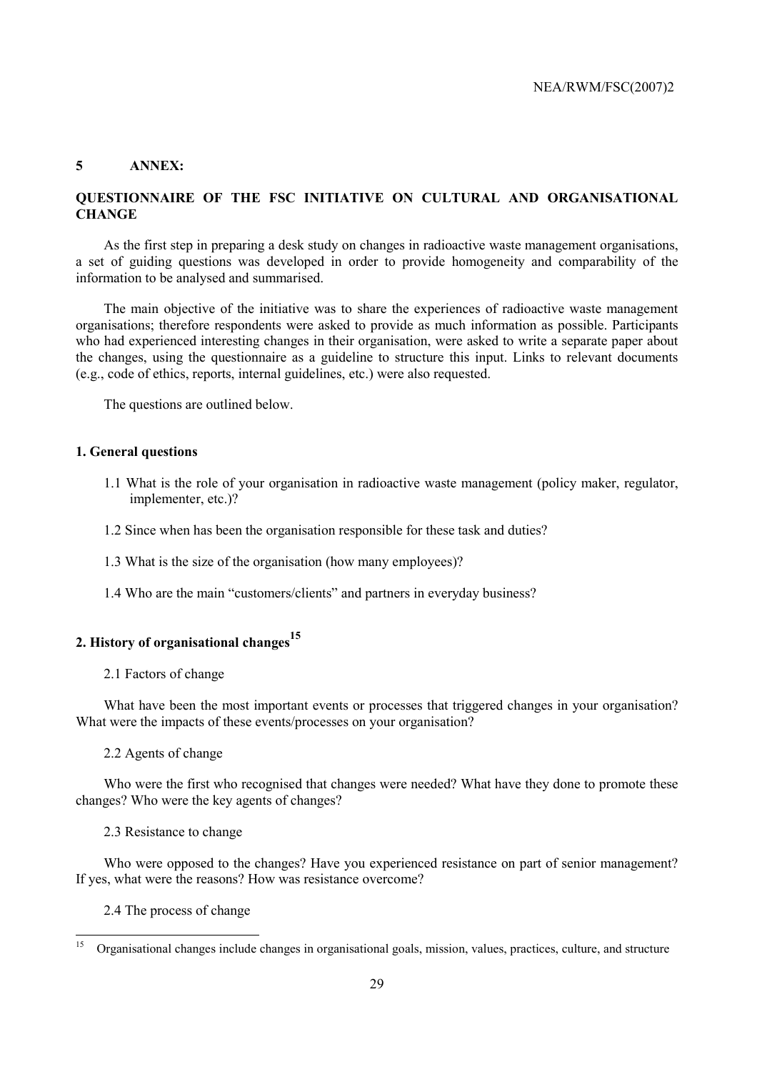## 5 ANNEX:

## QUESTIONNAIRE OF THE FSC INITIATIVE ON CULTURAL AND ORGANISATIONAL CHANGE

As the first step in preparing a desk study on changes in radioactive waste management organisations, a set of guiding questions was developed in order to provide homogeneity and comparability of the information to be analysed and summarised.

The main objective of the initiative was to share the experiences of radioactive waste management organisations; therefore respondents were asked to provide as much information as possible. Participants who had experienced interesting changes in their organisation, were asked to write a separate paper about the changes, using the questionnaire as a guideline to structure this input. Links to relevant documents (e.g., code of ethics, reports, internal guidelines, etc.) were also requested.

The questions are outlined below.

### 1. General questions

1.1 What is the role of your organisation in radioactive waste management (policy maker, regulator, implementer, etc.)?

1.2 Since when has been the organisation responsible for these task and duties?

1.3 What is the size of the organisation (how many employees)?

1.4 Who are the main "customers/clients" and partners in everyday business?

### 2. History of organisational changes[15]

2.1 Factors of change

What have been the most important events or processes that triggered changes in your organisation? What were the impacts of these events/processes on your organisation?

2.2 Agents of change

Who were the first who recognised that changes were needed? What have they done to promote these changes? Who were the key agents of changes?

2.3 Resistance to change

Who were opposed to the changes? Have you experienced resistance on part of senior management? If yes, what were the reasons? How was resistance overcome?

2.4 The process of change

[15] Organisational changes include changes in organisational goals, mission, values, practices, culture, and structure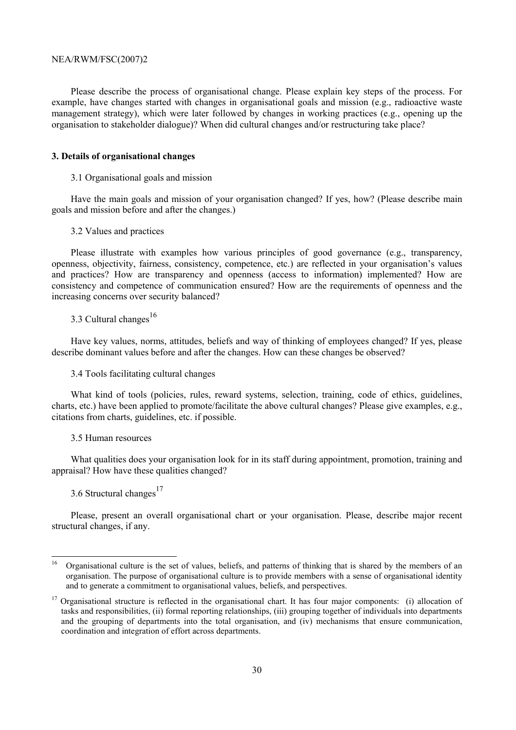Please describe the process of organisational change. Please explain key steps of the process. For example, have changes started with changes in organisational goals and mission (e.g., radioactive waste management strategy), which were later followed by changes in working practices (e.g., opening up the organisation to stakeholder dialogue)? When did cultural changes and/or restructuring take place?

### 3. Details of organisational changes

3.1 Organisational goals and mission

Have the main goals and mission of your organisation changed? If yes, how? (Please describe main goals and mission before and after the changes.)

3.2 Values and practices

Please illustrate with examples how various principles of good governance (e.g., transparency, openness, objectivity, fairness, consistency, competence, etc.) are reflected in your organisation's values and practices? How are transparency and openness (access to information) implemented? How are consistency and competence of communication ensured? How are the requirements of openness and the increasing concerns over security balanced?

3.3 Cultural changes[16]

Have key values, norms, attitudes, beliefs and way of thinking of employees changed? If yes, please describe dominant values before and after the changes. How can these changes be observed?

3.4 Tools facilitating cultural changes

What kind of tools (policies, rules, reward systems, selection, training, code of ethics, guidelines, charts, etc.) have been applied to promote/facilitate the above cultural changes? Please give examples, e.g., citations from charts, guidelines, etc. if possible.

3.5 Human resources

What qualities does your organisation look for in its staff during appointment, promotion, training and appraisal? How have these qualities changed?

3.6 Structural changes[17]

Please, present an overall organisational chart or your organisation. Please, describe major recent structural changes, if any.

---

[16] Organisational culture is the set of values, beliefs, and patterns of thinking that is shared by the members of an organisation. The purpose of organisational culture is to provide members with a sense of organisational identity and to generate a commitment to organisational values, beliefs, and perspectives.

[17] Organisational structure is reflected in the organisational chart. It has four major components: (i) allocation of tasks and responsibilities, (ii) formal reporting relationships, (iii) grouping together of individuals into departments and the grouping of departments into the total organisation, and (iv) mechanisms that ensure communication, coordination and integration of effort across departments.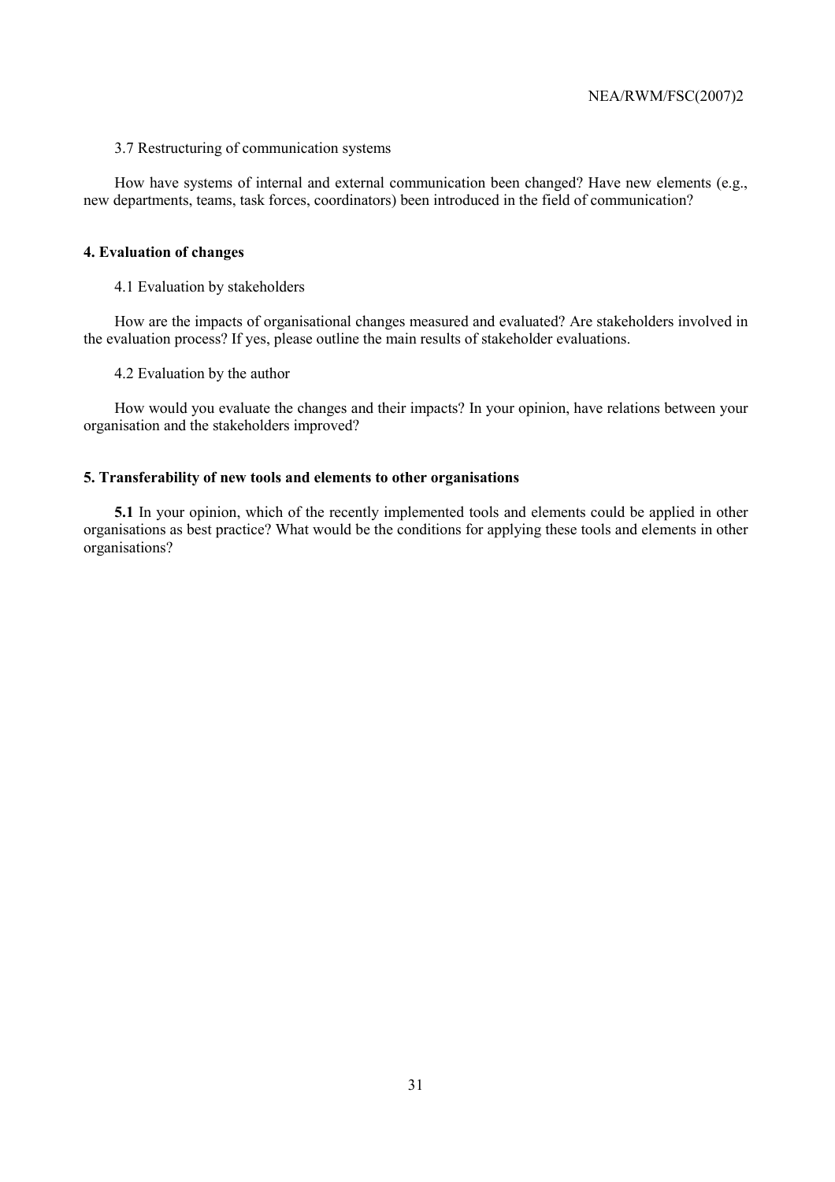3.7 Restructuring of communication systems

How have systems of internal and external communication been changed? Have new elements (e.g., new departments, teams, task forces, coordinators) been introduced in the field of communication?

**4. Evaluation of changes**

4.1 Evaluation by stakeholders

How are the impacts of organisational changes measured and evaluated? Are stakeholders involved in the evaluation process? If yes, please outline the main results of stakeholder evaluations.

4.2 Evaluation by the author

How would you evaluate the changes and their impacts? In your opinion, have relations between your organisation and the stakeholders improved?

**5. Transferability of new tools and elements to other organisations**

**5.1** In your opinion, which of the recently implemented tools and elements could be applied in other organisations as best practice? What would be the conditions for applying these tools and elements in other organisations?